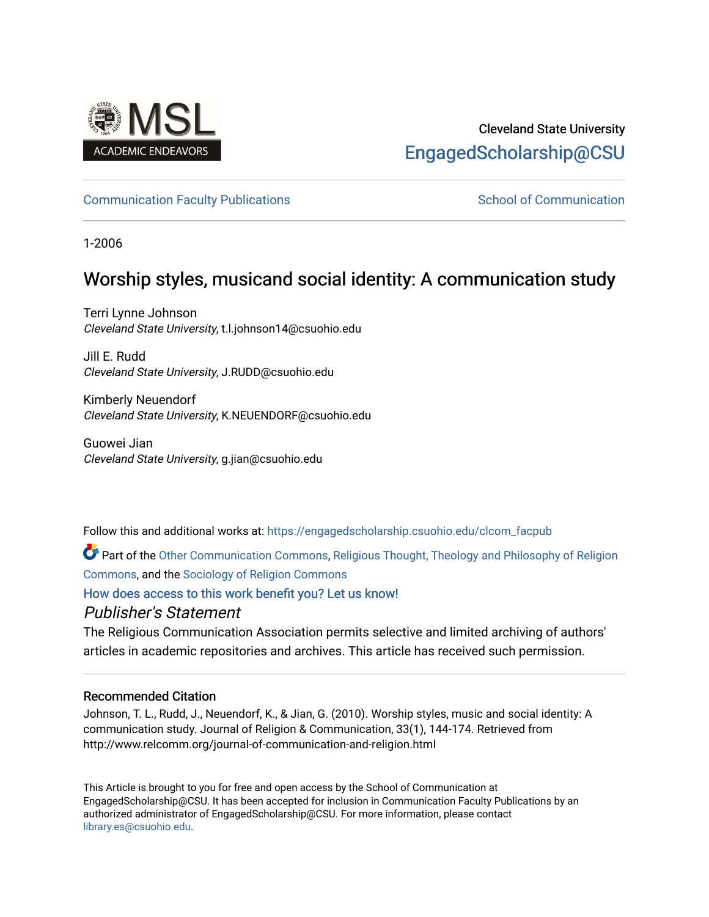Cleveland State University

EngagedScholarship@CSU

Communication Faculty Publications

School of Communication

1-2006

# Worship styles, musicand social identity: A communication study

Terri Lynne Johnson
*Cleveland State University*, t.l.johnson14@csuohio.edu

Jill E. Rudd
*Cleveland State University*, J.RUDD@csuohio.edu

Kimberly Neuendorf
*Cleveland State University*, K.NEUENDORF@csuohio.edu

Guowei Jian
*Cleveland State University*, g.jian@csuohio.edu

Follow this and additional works at: https://engagedscholarship.csuohio.edu/clcom_facpub

Part of the Other Communication Commons, Religious Thought, Theology and Philosophy of Religion Commons, and the Sociology of Religion Commons

How does access to this work benefit you? Let us know!

*Publisher's Statement*

The Religious Communication Association permits selective and limited archiving of authors' articles in academic repositories and archives. This article has received such permission.

### Recommended Citation

Johnson, T. L., Rudd, J., Neuendorf, K., & Jian, G. (2010). Worship styles, music and social identity: A communication study. Journal of Religion & Communication, 33(1), 144-174. Retrieved from http://www.relcomm.org/journal-of-communication-and-religion.html

This Article is brought to you for free and open access by the School of Communication at EngagedScholarship@CSU. It has been accepted for inclusion in Communication Faculty Publications by an authorized administrator of EngagedScholarship@CSU. For more information, please contact library.es@csuohio.edu.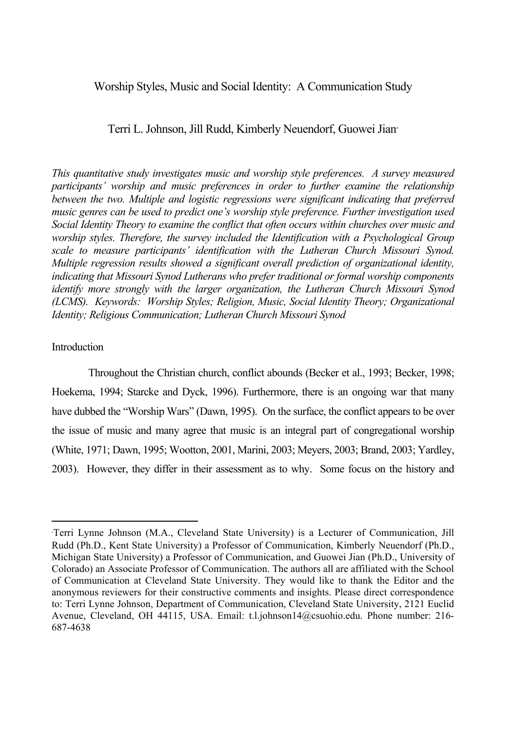# Worship Styles, Music and Social Identity: A Communication Study

Terri L. Johnson, Jill Rudd, Kimberly Neuendorf, Guowei Jian[*]

*This quantitative study investigates music and worship style preferences. A survey measured participants' worship and music preferences in order to further examine the relationship between the two. Multiple and logistic regressions were significant indicating that preferred music genres can be used to predict one's worship style preference. Further investigation used Social Identity Theory to examine the conflict that often occurs within churches over music and worship styles. Therefore, the survey included the Identification with a Psychological Group scale to measure participants' identification with the Lutheran Church Missouri Synod. Multiple regression results showed a significant overall prediction of organizational identity, indicating that Missouri Synod Lutherans who prefer traditional or formal worship components identify more strongly with the larger organization, the Lutheran Church Missouri Synod (LCMS). Keywords: Worship Styles; Religion, Music, Social Identity Theory; Organizational Identity; Religious Communication; Lutheran Church Missouri Synod*

## Introduction

Throughout the Christian church, conflict abounds (Becker et al., 1993; Becker, 1998; Hoekema, 1994; Starcke and Dyck, 1996). Furthermore, there is an ongoing war that many have dubbed the "Worship Wars" (Dawn, 1995). On the surface, the conflict appears to be over the issue of music and many agree that music is an integral part of congregational worship (White, 1971; Dawn, 1995; Wootton, 2001, Marini, 2003; Meyers, 2003; Brand, 2003; Yardley, 2003). However, they differ in their assessment as to why. Some focus on the history and

---

[*]Terri Lynne Johnson (M.A., Cleveland State University) is a Lecturer of Communication, Jill Rudd (Ph.D., Kent State University) a Professor of Communication, Kimberly Neuendorf (Ph.D., Michigan State University) a Professor of Communication, and Guowei Jian (Ph.D., University of Colorado) an Associate Professor of Communication. The authors all are affiliated with the School of Communication at Cleveland State University. They would like to thank the Editor and the anonymous reviewers for their constructive comments and insights. Please direct correspondence to: Terri Lynne Johnson, Department of Communication, Cleveland State University, 2121 Euclid Avenue, Cleveland, OH 44115, USA. Email: t.l.johnson14@csuohio.edu. Phone number: 216-687-4638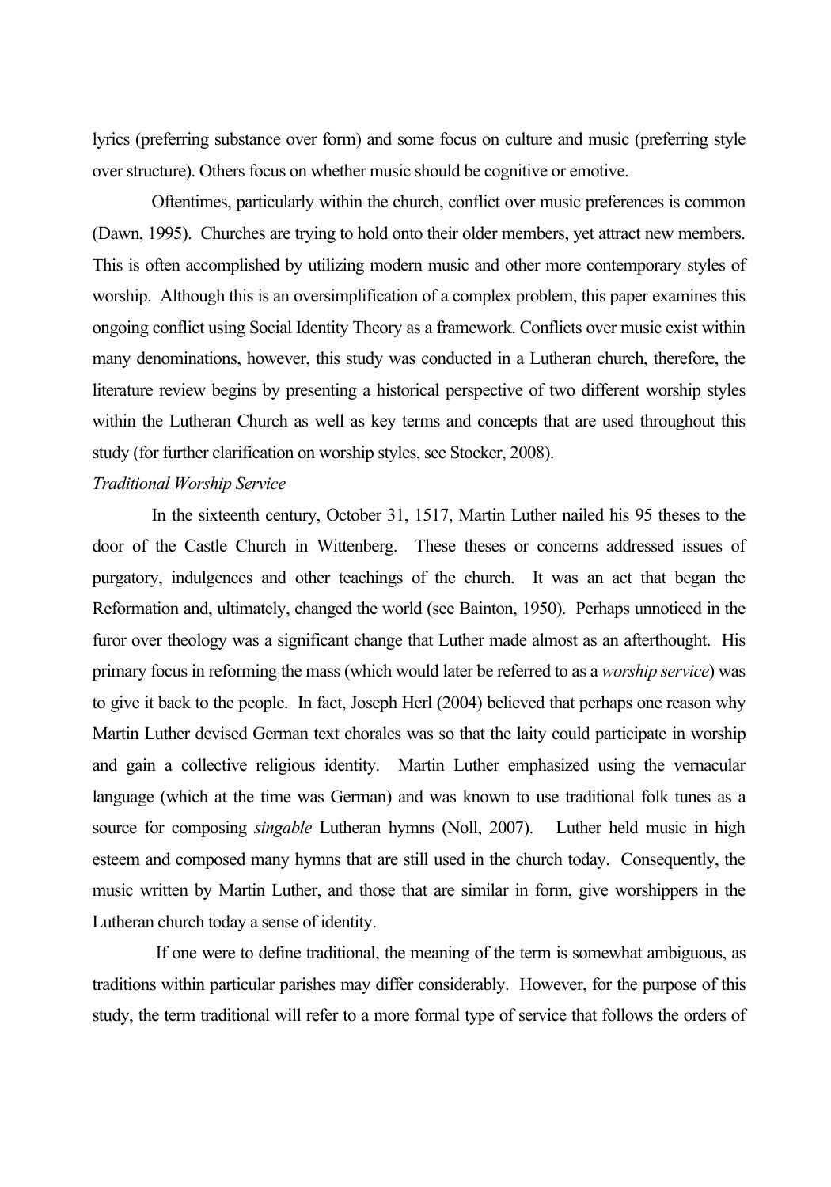lyrics (preferring substance over form) and some focus on culture and music (preferring style over structure). Others focus on whether music should be cognitive or emotive.

Oftentimes, particularly within the church, conflict over music preferences is common (Dawn, 1995). Churches are trying to hold onto their older members, yet attract new members. This is often accomplished by utilizing modern music and other more contemporary styles of worship. Although this is an oversimplification of a complex problem, this paper examines this ongoing conflict using Social Identity Theory as a framework. Conflicts over music exist within many denominations, however, this study was conducted in a Lutheran church, therefore, the literature review begins by presenting a historical perspective of two different worship styles within the Lutheran Church as well as key terms and concepts that are used throughout this study (for further clarification on worship styles, see Stocker, 2008).

*Traditional Worship Service*

In the sixteenth century, October 31, 1517, Martin Luther nailed his 95 theses to the door of the Castle Church in Wittenberg. These theses or concerns addressed issues of purgatory, indulgences and other teachings of the church. It was an act that began the Reformation and, ultimately, changed the world (see Bainton, 1950). Perhaps unnoticed in the furor over theology was a significant change that Luther made almost as an afterthought. His primary focus in reforming the mass (which would later be referred to as a *worship service*) was to give it back to the people. In fact, Joseph Herl (2004) believed that perhaps one reason why Martin Luther devised German text chorales was so that the laity could participate in worship and gain a collective religious identity. Martin Luther emphasized using the vernacular language (which at the time was German) and was known to use traditional folk tunes as a source for composing *singable* Lutheran hymns (Noll, 2007). Luther held music in high esteem and composed many hymns that are still used in the church today. Consequently, the music written by Martin Luther, and those that are similar in form, give worshippers in the Lutheran church today a sense of identity.

If one were to define traditional, the meaning of the term is somewhat ambiguous, as traditions within particular parishes may differ considerably. However, for the purpose of this study, the term traditional will refer to a more formal type of service that follows the orders of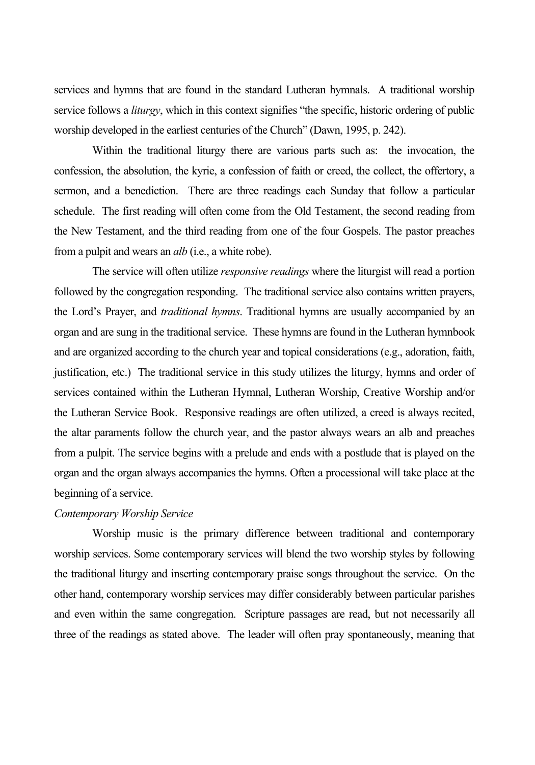services and hymns that are found in the standard Lutheran hymnals. A traditional worship service follows a *liturgy*, which in this context signifies "the specific, historic ordering of public worship developed in the earliest centuries of the Church" (Dawn, 1995, p. 242).

Within the traditional liturgy there are various parts such as: the invocation, the confession, the absolution, the kyrie, a confession of faith or creed, the collect, the offertory, a sermon, and a benediction. There are three readings each Sunday that follow a particular schedule. The first reading will often come from the Old Testament, the second reading from the New Testament, and the third reading from one of the four Gospels. The pastor preaches from a pulpit and wears an *alb* (i.e., a white robe).

The service will often utilize *responsive readings* where the liturgist will read a portion followed by the congregation responding. The traditional service also contains written prayers, the Lord's Prayer, and *traditional hymns*. Traditional hymns are usually accompanied by an organ and are sung in the traditional service. These hymns are found in the Lutheran hymnbook and are organized according to the church year and topical considerations (e.g., adoration, faith, justification, etc.) The traditional service in this study utilizes the liturgy, hymns and order of services contained within the Lutheran Hymnal, Lutheran Worship, Creative Worship and/or the Lutheran Service Book. Responsive readings are often utilized, a creed is always recited, the altar paraments follow the church year, and the pastor always wears an alb and preaches from a pulpit. The service begins with a prelude and ends with a postlude that is played on the organ and the organ always accompanies the hymns. Often a processional will take place at the beginning of a service.

*Contemporary Worship Service*

Worship music is the primary difference between traditional and contemporary worship services. Some contemporary services will blend the two worship styles by following the traditional liturgy and inserting contemporary praise songs throughout the service. On the other hand, contemporary worship services may differ considerably between particular parishes and even within the same congregation. Scripture passages are read, but not necessarily all three of the readings as stated above. The leader will often pray spontaneously, meaning that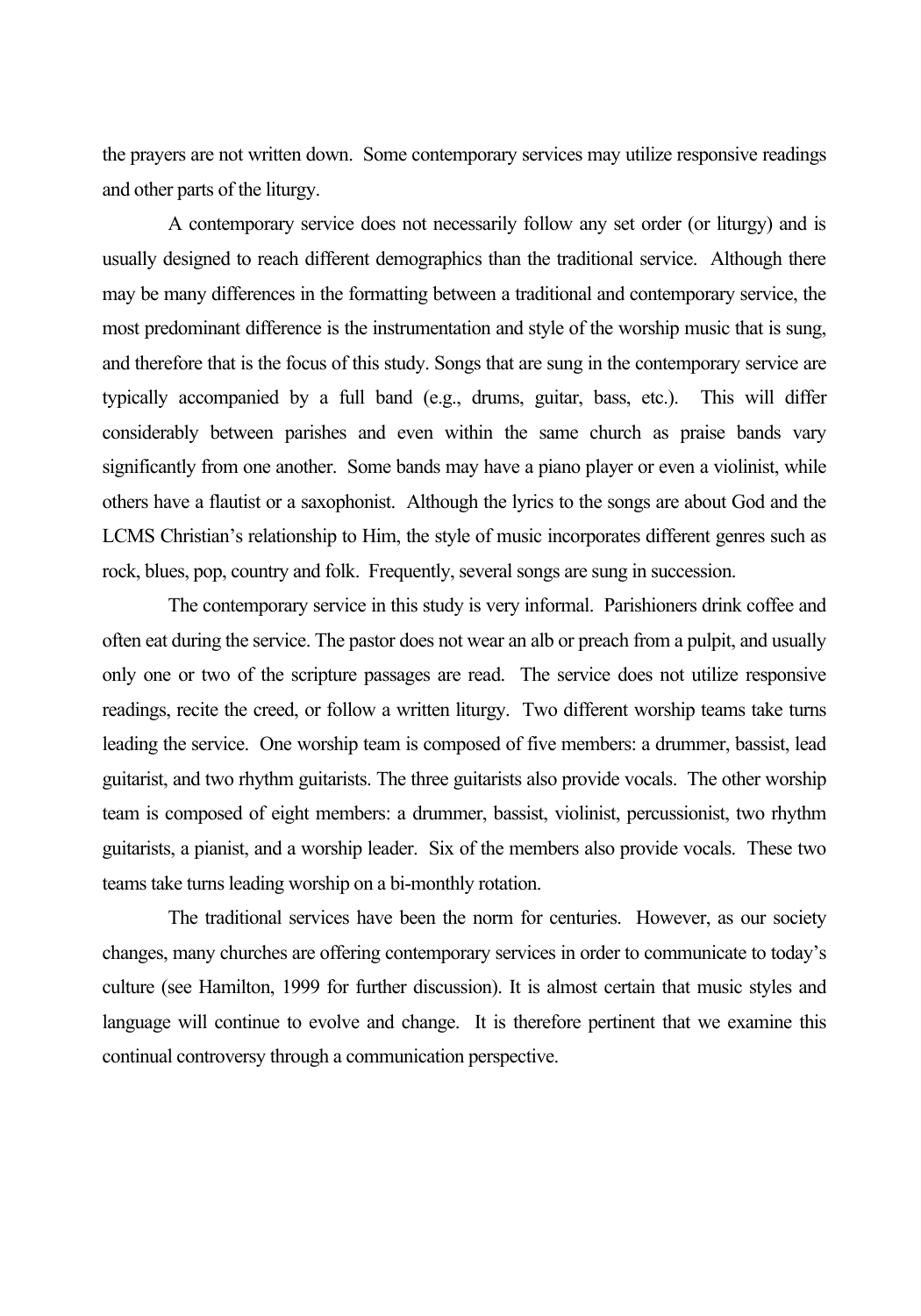the prayers are not written down. Some contemporary services may utilize responsive readings and other parts of the liturgy.

A contemporary service does not necessarily follow any set order (or liturgy) and is usually designed to reach different demographics than the traditional service. Although there may be many differences in the formatting between a traditional and contemporary service, the most predominant difference is the instrumentation and style of the worship music that is sung, and therefore that is the focus of this study. Songs that are sung in the contemporary service are typically accompanied by a full band (e.g., drums, guitar, bass, etc.). This will differ considerably between parishes and even within the same church as praise bands vary significantly from one another. Some bands may have a piano player or even a violinist, while others have a flautist or a saxophonist. Although the lyrics to the songs are about God and the LCMS Christian's relationship to Him, the style of music incorporates different genres such as rock, blues, pop, country and folk. Frequently, several songs are sung in succession.

The contemporary service in this study is very informal. Parishioners drink coffee and often eat during the service. The pastor does not wear an alb or preach from a pulpit, and usually only one or two of the scripture passages are read. The service does not utilize responsive readings, recite the creed, or follow a written liturgy. Two different worship teams take turns leading the service. One worship team is composed of five members: a drummer, bassist, lead guitarist, and two rhythm guitarists. The three guitarists also provide vocals. The other worship team is composed of eight members: a drummer, bassist, violinist, percussionist, two rhythm guitarists, a pianist, and a worship leader. Six of the members also provide vocals. These two teams take turns leading worship on a bi-monthly rotation.

The traditional services have been the norm for centuries. However, as our society changes, many churches are offering contemporary services in order to communicate to today's culture (see Hamilton, 1999 for further discussion). It is almost certain that music styles and language will continue to evolve and change. It is therefore pertinent that we examine this continual controversy through a communication perspective.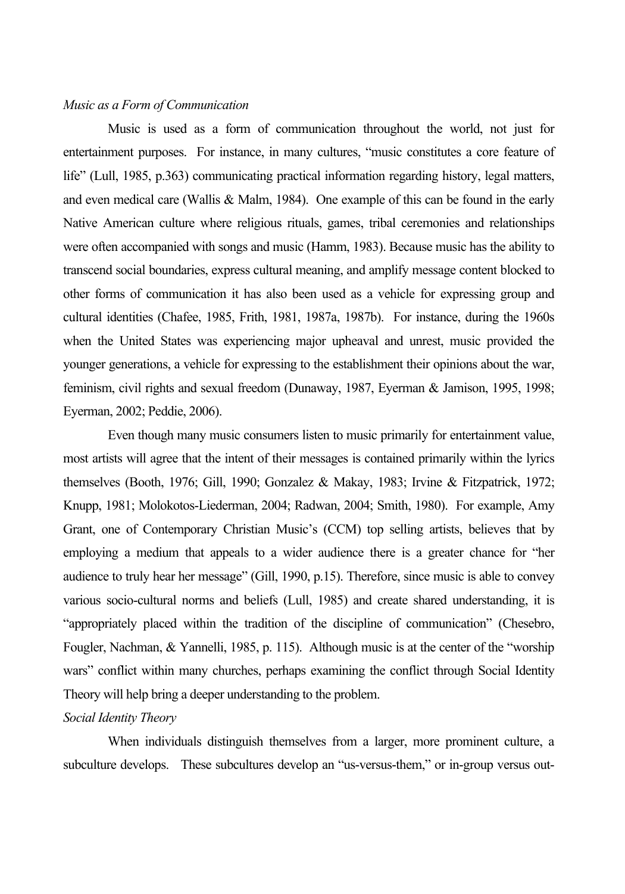*Music as a Form of Communication*

Music is used as a form of communication throughout the world, not just for entertainment purposes. For instance, in many cultures, "music constitutes a core feature of life" (Lull, 1985, p.363) communicating practical information regarding history, legal matters, and even medical care (Wallis & Malm, 1984). One example of this can be found in the early Native American culture where religious rituals, games, tribal ceremonies and relationships were often accompanied with songs and music (Hamm, 1983). Because music has the ability to transcend social boundaries, express cultural meaning, and amplify message content blocked to other forms of communication it has also been used as a vehicle for expressing group and cultural identities (Chafee, 1985, Frith, 1981, 1987a, 1987b). For instance, during the 1960s when the United States was experiencing major upheaval and unrest, music provided the younger generations, a vehicle for expressing to the establishment their opinions about the war, feminism, civil rights and sexual freedom (Dunaway, 1987, Eyerman & Jamison, 1995, 1998; Eyerman, 2002; Peddie, 2006).

Even though many music consumers listen to music primarily for entertainment value, most artists will agree that the intent of their messages is contained primarily within the lyrics themselves (Booth, 1976; Gill, 1990; Gonzalez & Makay, 1983; Irvine & Fitzpatrick, 1972; Knupp, 1981; Molokotos-Liederman, 2004; Radwan, 2004; Smith, 1980). For example, Amy Grant, one of Contemporary Christian Music's (CCM) top selling artists, believes that by employing a medium that appeals to a wider audience there is a greater chance for "her audience to truly hear her message" (Gill, 1990, p.15). Therefore, since music is able to convey various socio-cultural norms and beliefs (Lull, 1985) and create shared understanding, it is "appropriately placed within the tradition of the discipline of communication" (Chesebro, Fougler, Nachman, & Yannelli, 1985, p. 115). Although music is at the center of the "worship wars" conflict within many churches, perhaps examining the conflict through Social Identity Theory will help bring a deeper understanding to the problem.

*Social Identity Theory*

When individuals distinguish themselves from a larger, more prominent culture, a subculture develops. These subcultures develop an "us-versus-them," or in-group versus out-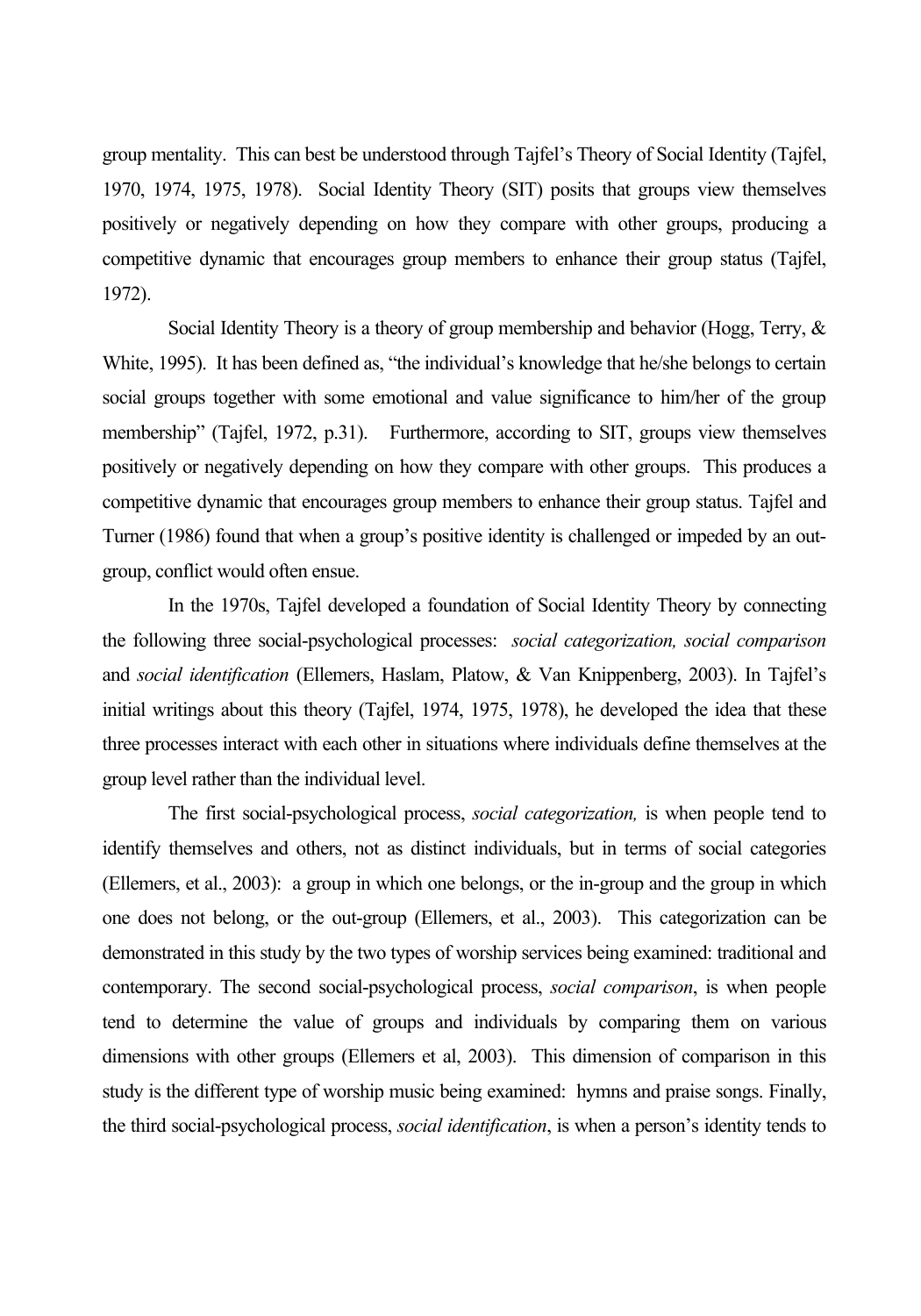group mentality. This can best be understood through Tajfel's Theory of Social Identity (Tajfel, 1970, 1974, 1975, 1978). Social Identity Theory (SIT) posits that groups view themselves positively or negatively depending on how they compare with other groups, producing a competitive dynamic that encourages group members to enhance their group status (Tajfel, 1972).

Social Identity Theory is a theory of group membership and behavior (Hogg, Terry, & White, 1995). It has been defined as, "the individual's knowledge that he/she belongs to certain social groups together with some emotional and value significance to him/her of the group membership" (Tajfel, 1972, p.31). Furthermore, according to SIT, groups view themselves positively or negatively depending on how they compare with other groups. This produces a competitive dynamic that encourages group members to enhance their group status. Tajfel and Turner (1986) found that when a group's positive identity is challenged or impeded by an out-group, conflict would often ensue.

In the 1970s, Tajfel developed a foundation of Social Identity Theory by connecting the following three social-psychological processes: *social categorization, social comparison* and *social identification* (Ellemers, Haslam, Platow, & Van Knippenberg, 2003). In Tajfel's initial writings about this theory (Tajfel, 1974, 1975, 1978), he developed the idea that these three processes interact with each other in situations where individuals define themselves at the group level rather than the individual level.

The first social-psychological process, *social categorization,* is when people tend to identify themselves and others, not as distinct individuals, but in terms of social categories (Ellemers, et al., 2003): a group in which one belongs, or the in-group and the group in which one does not belong, or the out-group (Ellemers, et al., 2003). This categorization can be demonstrated in this study by the two types of worship services being examined: traditional and contemporary. The second social-psychological process, *social comparison*, is when people tend to determine the value of groups and individuals by comparing them on various dimensions with other groups (Ellemers et al, 2003). This dimension of comparison in this study is the different type of worship music being examined: hymns and praise songs. Finally, the third social-psychological process, *social identification*, is when a person's identity tends to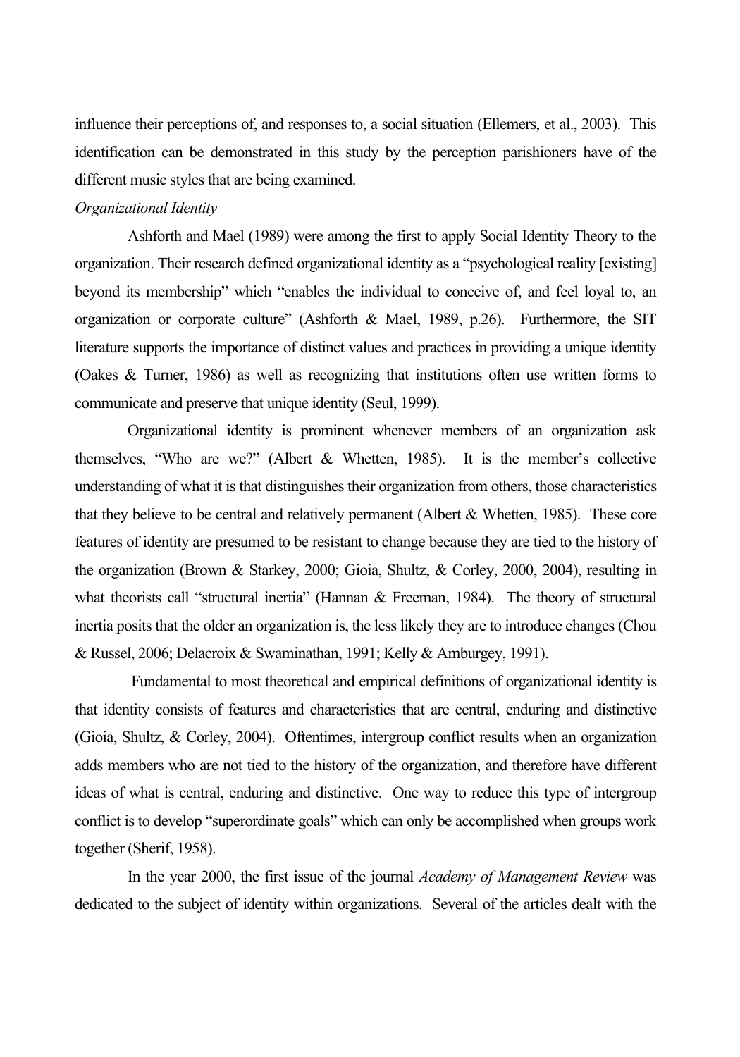influence their perceptions of, and responses to, a social situation (Ellemers, et al., 2003). This identification can be demonstrated in this study by the perception parishioners have of the different music styles that are being examined.

*Organizational Identity*

Ashforth and Mael (1989) were among the first to apply Social Identity Theory to the organization. Their research defined organizational identity as a "psychological reality [existing] beyond its membership" which "enables the individual to conceive of, and feel loyal to, an organization or corporate culture" (Ashforth & Mael, 1989, p.26). Furthermore, the SIT literature supports the importance of distinct values and practices in providing a unique identity (Oakes & Turner, 1986) as well as recognizing that institutions often use written forms to communicate and preserve that unique identity (Seul, 1999).

Organizational identity is prominent whenever members of an organization ask themselves, "Who are we?" (Albert & Whetten, 1985). It is the member's collective understanding of what it is that distinguishes their organization from others, those characteristics that they believe to be central and relatively permanent (Albert & Whetten, 1985). These core features of identity are presumed to be resistant to change because they are tied to the history of the organization (Brown & Starkey, 2000; Gioia, Shultz, & Corley, 2000, 2004), resulting in what theorists call "structural inertia" (Hannan & Freeman, 1984). The theory of structural inertia posits that the older an organization is, the less likely they are to introduce changes (Chou & Russel, 2006; Delacroix & Swaminathan, 1991; Kelly & Amburgey, 1991).

Fundamental to most theoretical and empirical definitions of organizational identity is that identity consists of features and characteristics that are central, enduring and distinctive (Gioia, Shultz, & Corley, 2004). Oftentimes, intergroup conflict results when an organization adds members who are not tied to the history of the organization, and therefore have different ideas of what is central, enduring and distinctive. One way to reduce this type of intergroup conflict is to develop "superordinate goals" which can only be accomplished when groups work together (Sherif, 1958).

In the year 2000, the first issue of the journal *Academy of Management Review* was dedicated to the subject of identity within organizations. Several of the articles dealt with the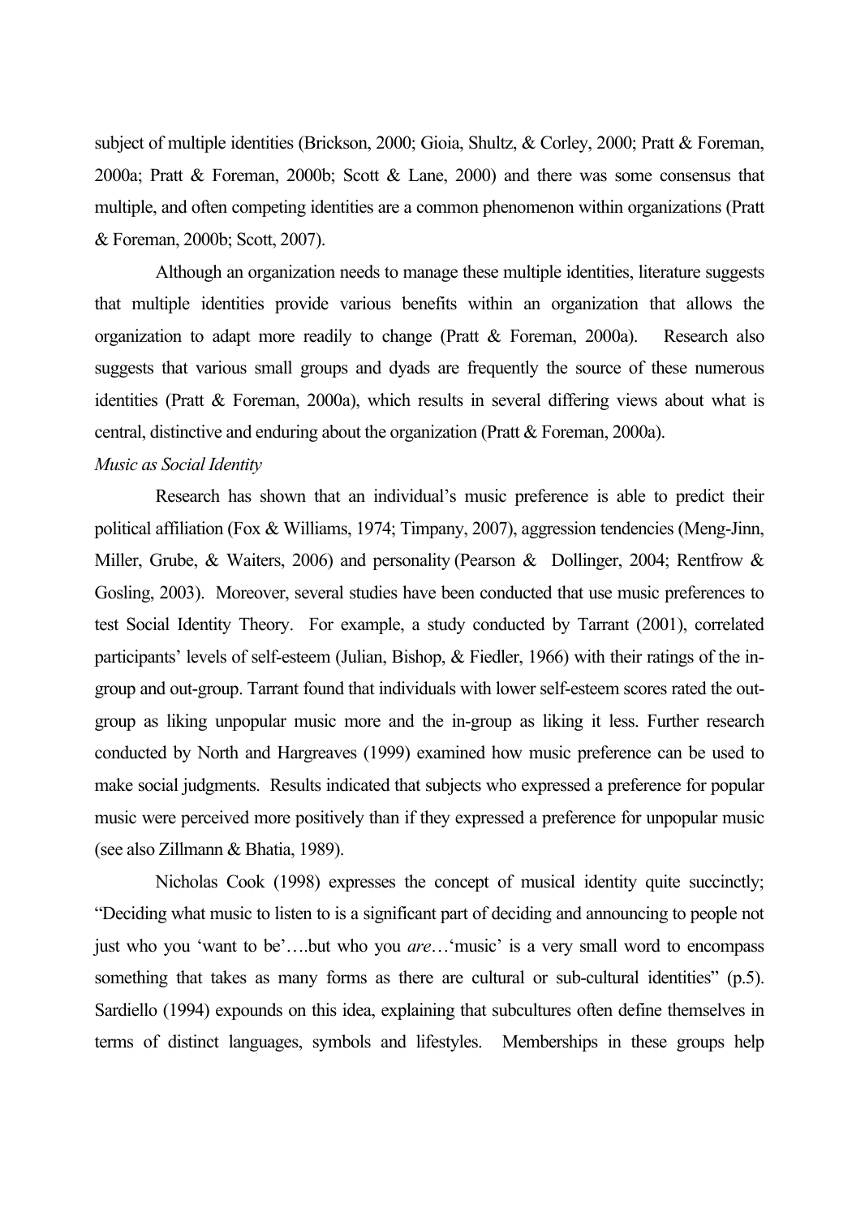subject of multiple identities (Brickson, 2000; Gioia, Shultz, & Corley, 2000; Pratt & Foreman, 2000a; Pratt & Foreman, 2000b; Scott & Lane, 2000) and there was some consensus that multiple, and often competing identities are a common phenomenon within organizations (Pratt & Foreman, 2000b; Scott, 2007).

Although an organization needs to manage these multiple identities, literature suggests that multiple identities provide various benefits within an organization that allows the organization to adapt more readily to change (Pratt & Foreman, 2000a). Research also suggests that various small groups and dyads are frequently the source of these numerous identities (Pratt & Foreman, 2000a), which results in several differing views about what is central, distinctive and enduring about the organization (Pratt & Foreman, 2000a).

*Music as Social Identity*

Research has shown that an individual's music preference is able to predict their political affiliation (Fox & Williams, 1974; Timpany, 2007), aggression tendencies (Meng-Jinn, Miller, Grube, & Waiters, 2006) and personality (Pearson & Dollinger, 2004; Rentfrow & Gosling, 2003). Moreover, several studies have been conducted that use music preferences to test Social Identity Theory. For example, a study conducted by Tarrant (2001), correlated participants' levels of self-esteem (Julian, Bishop, & Fiedler, 1966) with their ratings of the in-group and out-group. Tarrant found that individuals with lower self-esteem scores rated the out-group as liking unpopular music more and the in-group as liking it less. Further research conducted by North and Hargreaves (1999) examined how music preference can be used to make social judgments. Results indicated that subjects who expressed a preference for popular music were perceived more positively than if they expressed a preference for unpopular music (see also Zillmann & Bhatia, 1989).

Nicholas Cook (1998) expresses the concept of musical identity quite succinctly; "Deciding what music to listen to is a significant part of deciding and announcing to people not just who you 'want to be'….but who you *are*…'music' is a very small word to encompass something that takes as many forms as there are cultural or sub-cultural identities" (p.5). Sardiello (1994) expounds on this idea, explaining that subcultures often define themselves in terms of distinct languages, symbols and lifestyles. Memberships in these groups help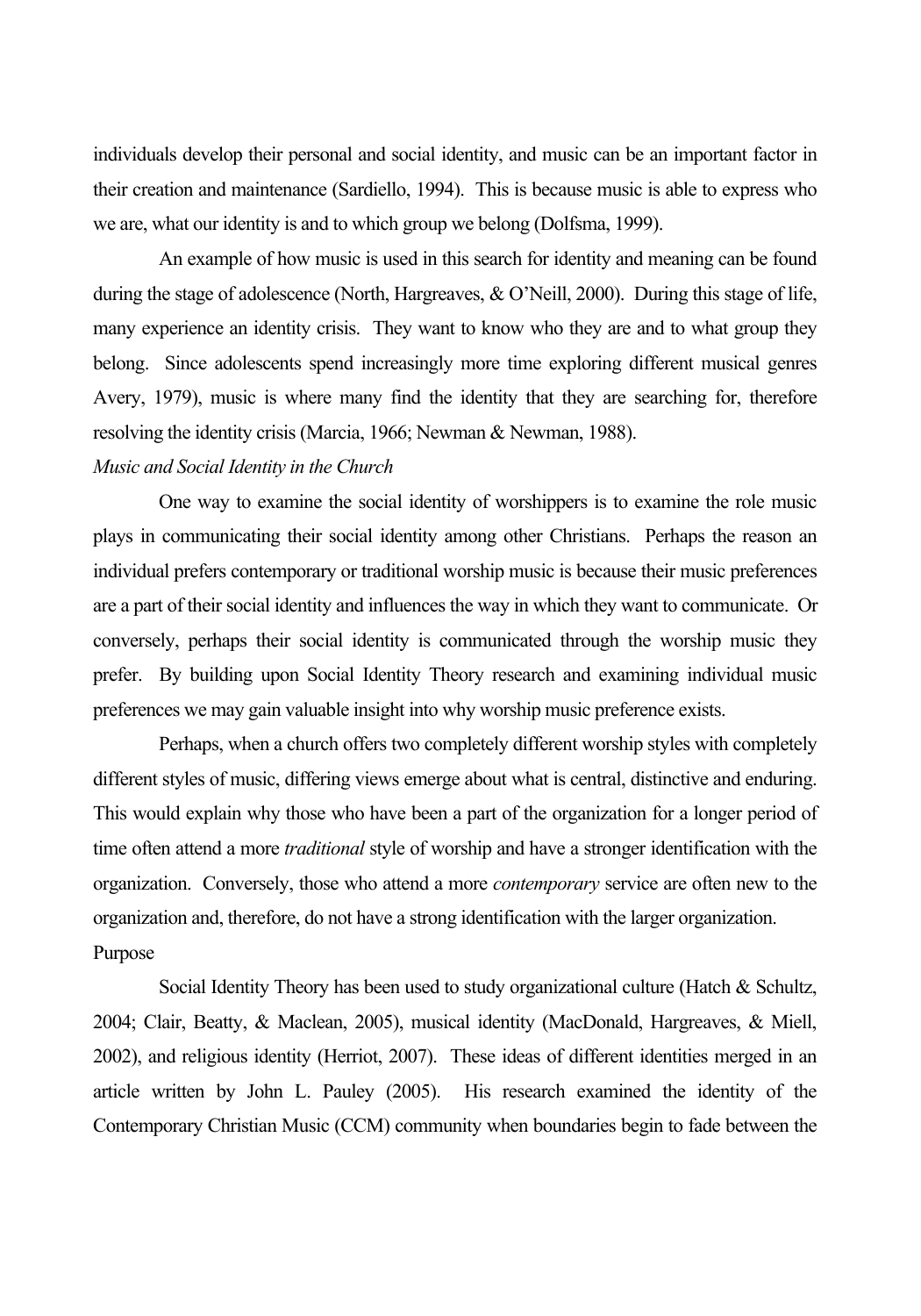individuals develop their personal and social identity, and music can be an important factor in their creation and maintenance (Sardiello, 1994). This is because music is able to express who we are, what our identity is and to which group we belong (Dolfsma, 1999).

An example of how music is used in this search for identity and meaning can be found during the stage of adolescence (North, Hargreaves, & O'Neill, 2000). During this stage of life, many experience an identity crisis. They want to know who they are and to what group they belong. Since adolescents spend increasingly more time exploring different musical genres Avery, 1979), music is where many find the identity that they are searching for, therefore resolving the identity crisis (Marcia, 1966; Newman & Newman, 1988).

*Music and Social Identity in the Church*

One way to examine the social identity of worshippers is to examine the role music plays in communicating their social identity among other Christians. Perhaps the reason an individual prefers contemporary or traditional worship music is because their music preferences are a part of their social identity and influences the way in which they want to communicate. Or conversely, perhaps their social identity is communicated through the worship music they prefer. By building upon Social Identity Theory research and examining individual music preferences we may gain valuable insight into why worship music preference exists.

Perhaps, when a church offers two completely different worship styles with completely different styles of music, differing views emerge about what is central, distinctive and enduring. This would explain why those who have been a part of the organization for a longer period of time often attend a more *traditional* style of worship and have a stronger identification with the organization. Conversely, those who attend a more *contemporary* service are often new to the organization and, therefore, do not have a strong identification with the larger organization.

Purpose

Social Identity Theory has been used to study organizational culture (Hatch & Schultz, 2004; Clair, Beatty, & Maclean, 2005), musical identity (MacDonald, Hargreaves, & Miell, 2002), and religious identity (Herriot, 2007). These ideas of different identities merged in an article written by John L. Pauley (2005). His research examined the identity of the Contemporary Christian Music (CCM) community when boundaries begin to fade between the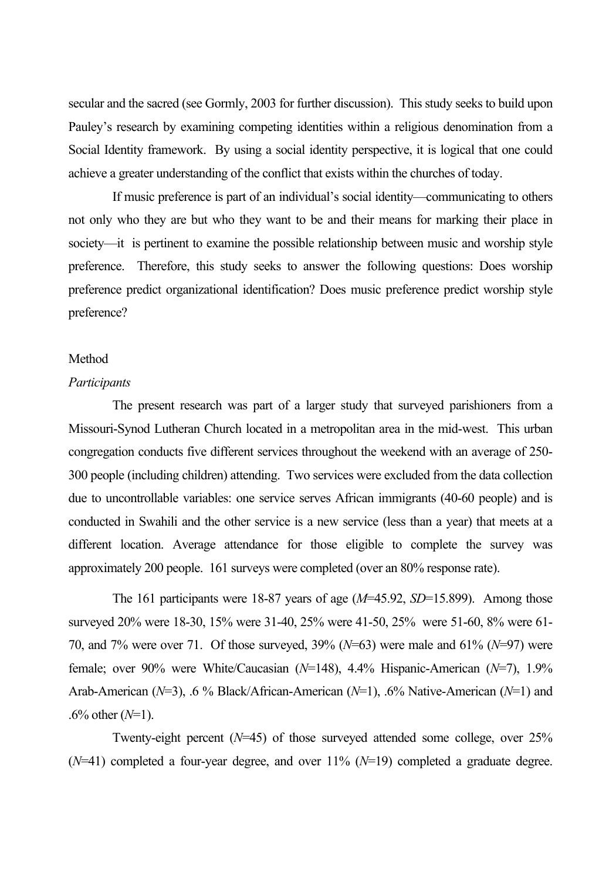secular and the sacred (see Gormly, 2003 for further discussion). This study seeks to build upon Pauley's research by examining competing identities within a religious denomination from a Social Identity framework. By using a social identity perspective, it is logical that one could achieve a greater understanding of the conflict that exists within the churches of today.

If music preference is part of an individual's social identity—communicating to others not only who they are but who they want to be and their means for marking their place in society—it is pertinent to examine the possible relationship between music and worship style preference. Therefore, this study seeks to answer the following questions: Does worship preference predict organizational identification? Does music preference predict worship style preference?

## Method

### *Participants*

The present research was part of a larger study that surveyed parishioners from a Missouri-Synod Lutheran Church located in a metropolitan area in the mid-west. This urban congregation conducts five different services throughout the weekend with an average of 250-300 people (including children) attending. Two services were excluded from the data collection due to uncontrollable variables: one service serves African immigrants (40-60 people) and is conducted in Swahili and the other service is a new service (less than a year) that meets at a different location. Average attendance for those eligible to complete the survey was approximately 200 people. 161 surveys were completed (over an 80% response rate).

The 161 participants were 18-87 years of age ($M$=45.92, $SD$=15.899). Among those surveyed 20% were 18-30, 15% were 31-40, 25% were 41-50, 25% were 51-60, 8% were 61-70, and 7% were over 71. Of those surveyed, 39% ($N$=63) were male and 61% ($N$=97) were female; over 90% were White/Caucasian ($N$=148), 4.4% Hispanic-American ($N$=7), 1.9% Arab-American ($N$=3), .6 % Black/African-American ($N$=1), .6% Native-American ($N$=1) and .6% other ($N$=1).

Twenty-eight percent ($N$=45) of those surveyed attended some college, over 25% ($N$=41) completed a four-year degree, and over 11% ($N$=19) completed a graduate degree.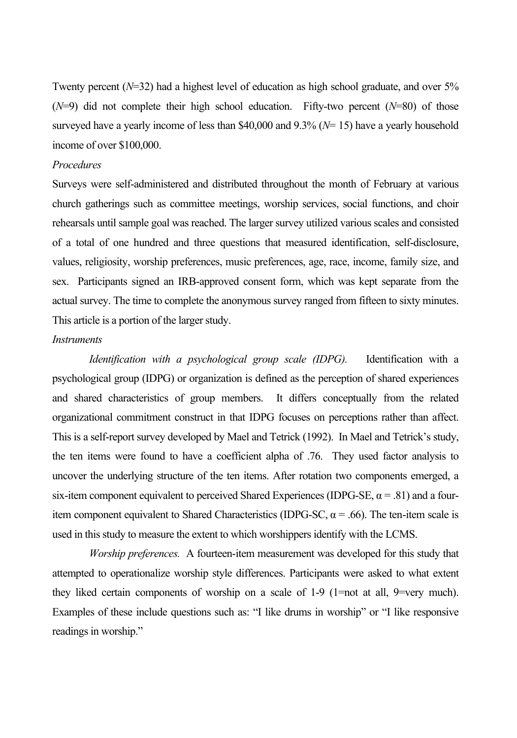Twenty percent (*N*=32) had a highest level of education as high school graduate, and over 5% (*N*=9) did not complete their high school education. Fifty-two percent (*N*=80) of those surveyed have a yearly income of less than $40,000 and 9.3% (*N*= 15) have a yearly household income of over $100,000.

*Procedures*

Surveys were self-administered and distributed throughout the month of February at various church gatherings such as committee meetings, worship services, social functions, and choir rehearsals until sample goal was reached. The larger survey utilized various scales and consisted of a total of one hundred and three questions that measured identification, self-disclosure, values, religiosity, worship preferences, music preferences, age, race, income, family size, and sex. Participants signed an IRB-approved consent form, which was kept separate from the actual survey. The time to complete the anonymous survey ranged from fifteen to sixty minutes. This article is a portion of the larger study.

*Instruments*

*Identification with a psychological group scale (IDPG).* Identification with a psychological group (IDPG) or organization is defined as the perception of shared experiences and shared characteristics of group members. It differs conceptually from the related organizational commitment construct in that IDPG focuses on perceptions rather than affect. This is a self-report survey developed by Mael and Tetrick (1992). In Mael and Tetrick's study, the ten items were found to have a coefficient alpha of .76. They used factor analysis to uncover the underlying structure of the ten items. After rotation two components emerged, a six-item component equivalent to perceived Shared Experiences (IDPG-SE, $\alpha = .81$) and a four-item component equivalent to Shared Characteristics (IDPG-SC, $\alpha = .66$). The ten-item scale is used in this study to measure the extent to which worshippers identify with the LCMS.

*Worship preferences.* A fourteen-item measurement was developed for this study that attempted to operationalize worship style differences. Participants were asked to what extent they liked certain components of worship on a scale of 1-9 (1=not at all, 9=very much). Examples of these include questions such as: "I like drums in worship" or "I like responsive readings in worship."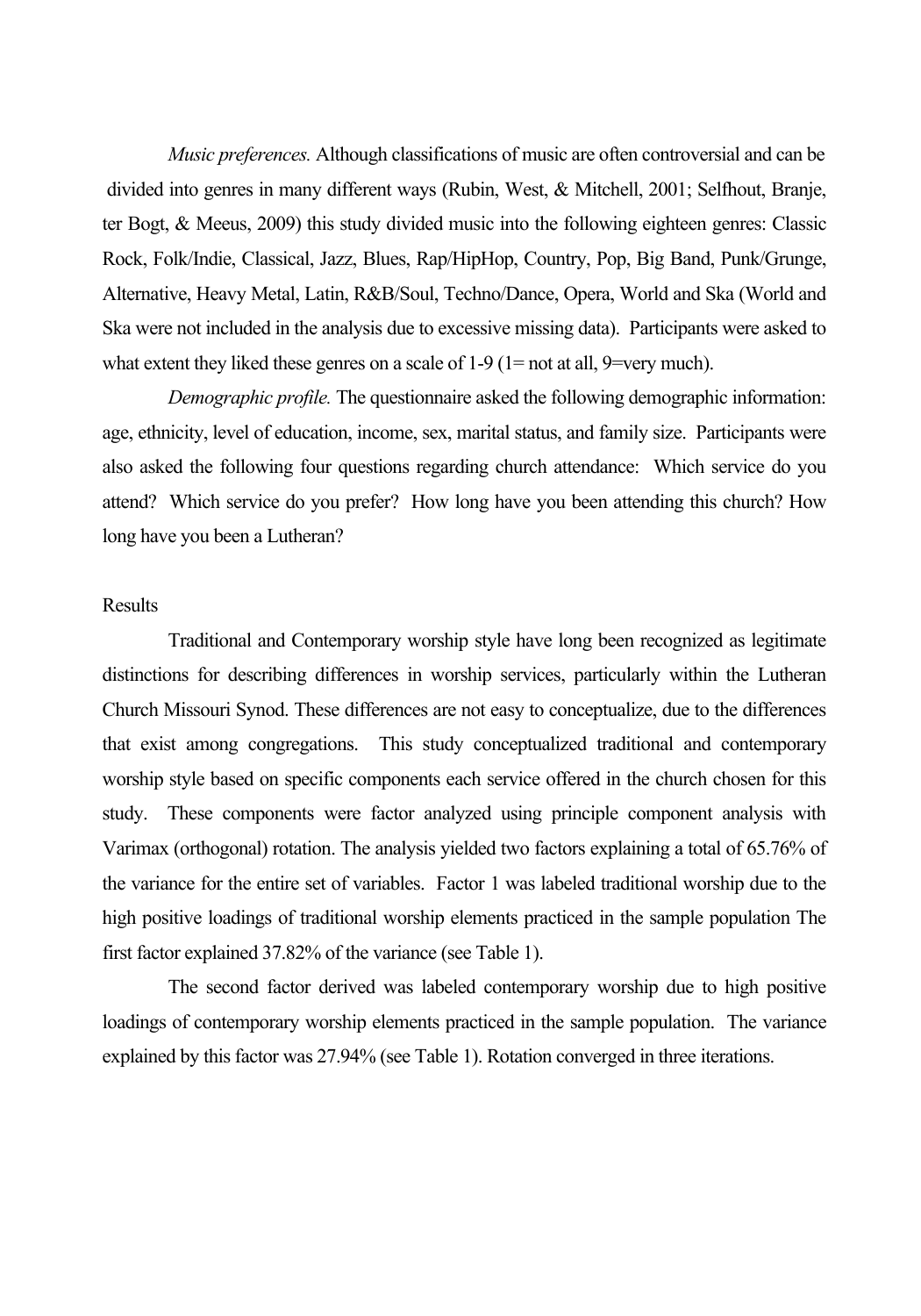*Music preferences.* Although classifications of music are often controversial and can be divided into genres in many different ways (Rubin, West, & Mitchell, 2001; Selfhout, Branje, ter Bogt, & Meeus, 2009) this study divided music into the following eighteen genres: Classic Rock, Folk/Indie, Classical, Jazz, Blues, Rap/HipHop, Country, Pop, Big Band, Punk/Grunge, Alternative, Heavy Metal, Latin, R&B/Soul, Techno/Dance, Opera, World and Ska (World and Ska were not included in the analysis due to excessive missing data). Participants were asked to what extent they liked these genres on a scale of 1-9 (1= not at all, 9=very much).

*Demographic profile.* The questionnaire asked the following demographic information: age, ethnicity, level of education, income, sex, marital status, and family size. Participants were also asked the following four questions regarding church attendance: Which service do you attend? Which service do you prefer? How long have you been attending this church? How long have you been a Lutheran?

Results

Traditional and Contemporary worship style have long been recognized as legitimate distinctions for describing differences in worship services, particularly within the Lutheran Church Missouri Synod. These differences are not easy to conceptualize, due to the differences that exist among congregations. This study conceptualized traditional and contemporary worship style based on specific components each service offered in the church chosen for this study. These components were factor analyzed using principle component analysis with Varimax (orthogonal) rotation. The analysis yielded two factors explaining a total of 65.76% of the variance for the entire set of variables. Factor 1 was labeled traditional worship due to the high positive loadings of traditional worship elements practiced in the sample population The first factor explained 37.82% of the variance (see Table 1).

The second factor derived was labeled contemporary worship due to high positive loadings of contemporary worship elements practiced in the sample population. The variance explained by this factor was 27.94% (see Table 1). Rotation converged in three iterations.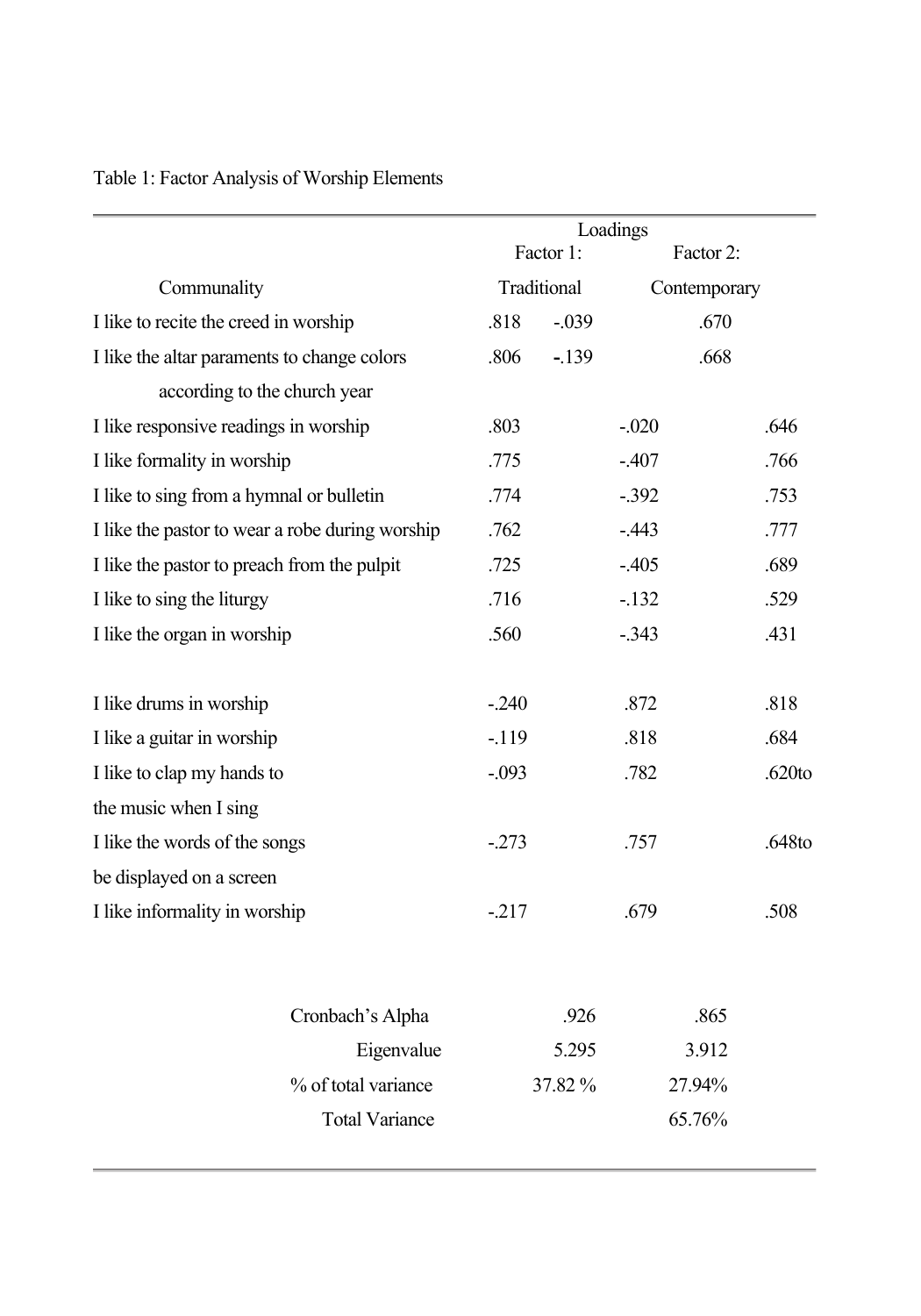Table 1: Factor Analysis of Worship Elements

| | Loadings | | |
|---|---|---|---|
| | Factor 1: | Factor 2: | |
| | Traditional | Contemporary | Communality |
| I like to recite the creed in worship | .818 | -.039 | .670 |
| I like the altar paraments to change colors according to the church year | .806 | -.139 | .668 |
| I like responsive readings in worship | .803 | -.020 | .646 |
| I like formality in worship | .775 | -.407 | .766 |
| I like to sing from a hymnal or bulletin | .774 | -.392 | .753 |
| I like the pastor to wear a robe during worship | .762 | -.443 | .777 |
| I like the pastor to preach from the pulpit | .725 | -.405 | .689 |
| I like to sing the liturgy | .716 | -.132 | .529 |
| I like the organ in worship | .560 | -.343 | .431 |
| | | | |
| I like drums in worship | -.240 | .872 | .818 |
| I like a guitar in worship | -.119 | .818 | .684 |
| I like to clap my hands to the music when I sing | -.093 | .782 | .620to |
| I like the words of the songs be displayed on a screen | -.273 | .757 | .648to |
| I like informality in worship | -.217 | .679 | .508 |
| | | | |
| Cronbach's Alpha | .926 | .865 | |
| Eigenvalue | 5.295 | 3.912 | |
| % of total variance | 37.82 % | 27.94% | |
| Total Variance | | 65.76% | |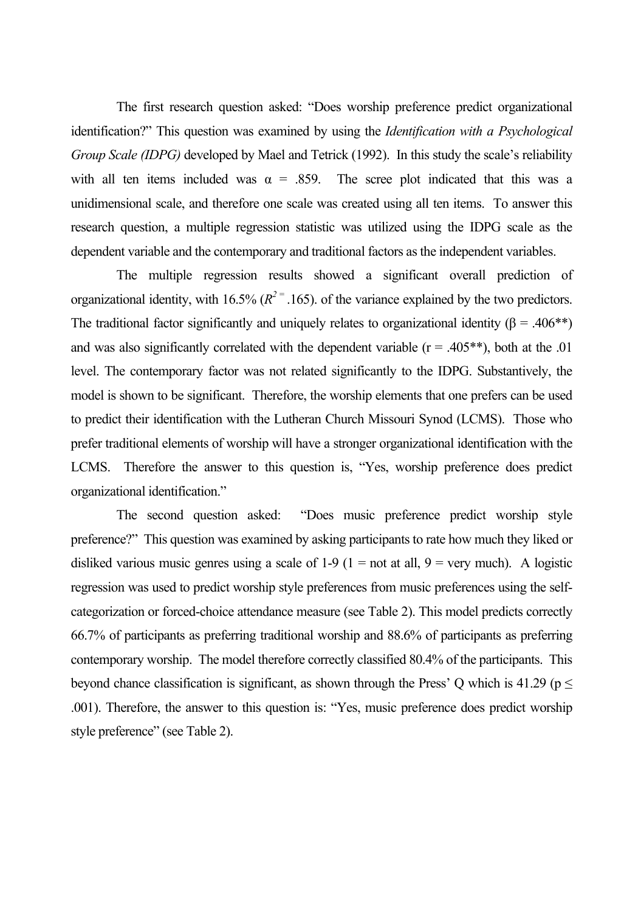The first research question asked: "Does worship preference predict organizational identification?" This question was examined by using the *Identification with a Psychological Group Scale (IDPG)* developed by Mael and Tetrick (1992). In this study the scale's reliability with all ten items included was α = .859. The scree plot indicated that this was a unidimensional scale, and therefore one scale was created using all ten items. To answer this research question, a multiple regression statistic was utilized using the IDPG scale as the dependent variable and the contemporary and traditional factors as the independent variables.

The multiple regression results showed a significant overall prediction of organizational identity, with 16.5% ($R^{2 =}$ .165). of the variance explained by the two predictors. The traditional factor significantly and uniquely relates to organizational identity (β = .406**) and was also significantly correlated with the dependent variable (r = .405**), both at the .01 level. The contemporary factor was not related significantly to the IDPG. Substantively, the model is shown to be significant. Therefore, the worship elements that one prefers can be used to predict their identification with the Lutheran Church Missouri Synod (LCMS). Those who prefer traditional elements of worship will have a stronger organizational identification with the LCMS. Therefore the answer to this question is, "Yes, worship preference does predict organizational identification."

The second question asked: "Does music preference predict worship style preference?" This question was examined by asking participants to rate how much they liked or disliked various music genres using a scale of 1-9 (1 = not at all, 9 = very much). A logistic regression was used to predict worship style preferences from music preferences using the self-categorization or forced-choice attendance measure (see Table 2). This model predicts correctly 66.7% of participants as preferring traditional worship and 88.6% of participants as preferring contemporary worship. The model therefore correctly classified 80.4% of the participants. This beyond chance classification is significant, as shown through the Press' Q which is 41.29 ($p \leq .001$). Therefore, the answer to this question is: "Yes, music preference does predict worship style preference" (see Table 2).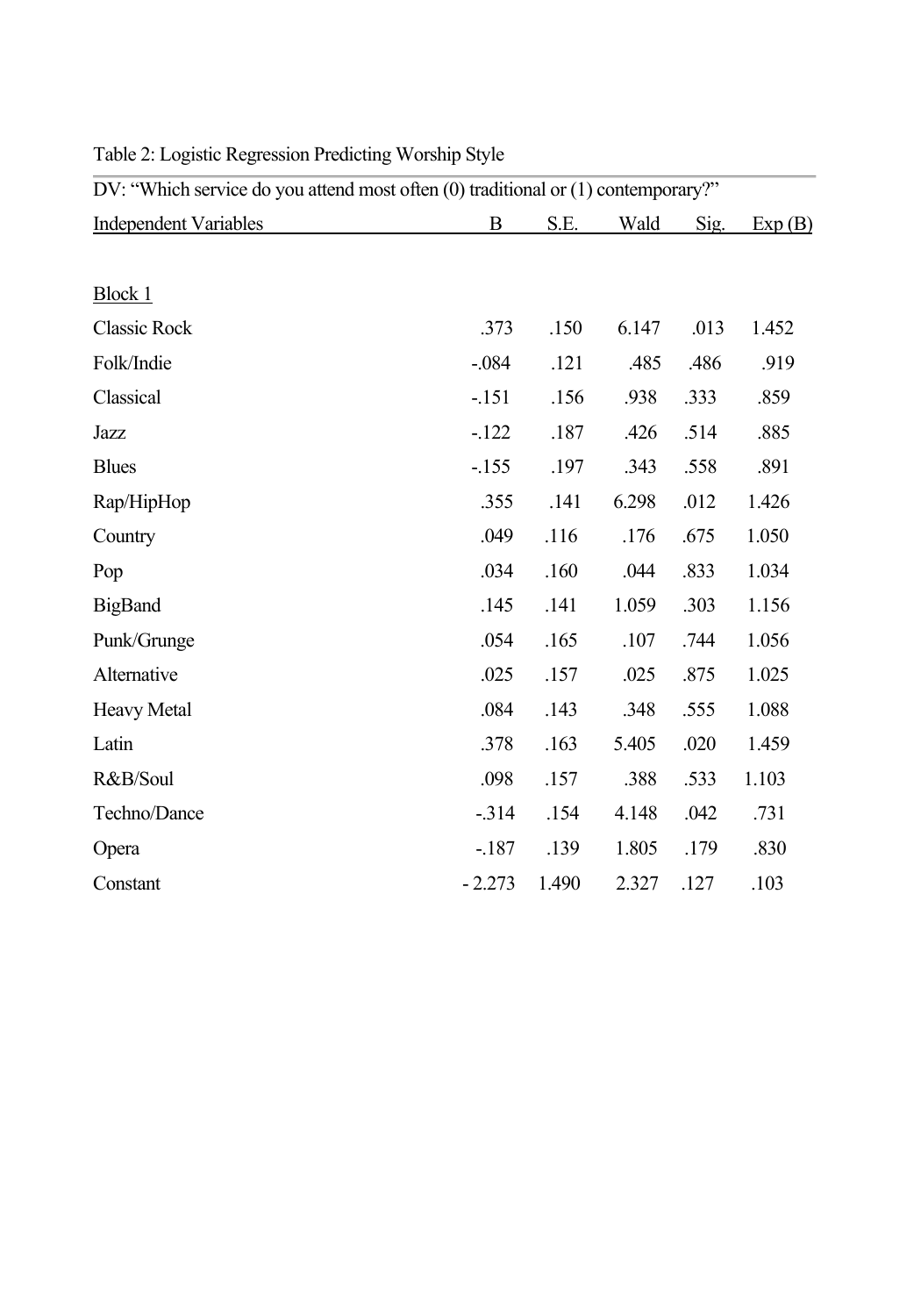Table 2: Logistic Regression Predicting Worship Style

DV: "Which service do you attend most often (0) traditional or (1) contemporary?"

| Independent Variables | B | S.E. | Wald | Sig. | Exp (B) |
|---|---|---|---|---|---|
| Block 1 | | | | | |
| Classic Rock | .373 | .150 | 6.147 | .013 | 1.452 |
| Folk/Indie | -.084 | .121 | .485 | .486 | .919 |
| Classical | -.151 | .156 | .938 | .333 | .859 |
| Jazz | -.122 | .187 | .426 | .514 | .885 |
| Blues | -.155 | .197 | .343 | .558 | .891 |
| Rap/HipHop | .355 | .141 | 6.298 | .012 | 1.426 |
| Country | .049 | .116 | .176 | .675 | 1.050 |
| Pop | .034 | .160 | .044 | .833 | 1.034 |
| BigBand | .145 | .141 | 1.059 | .303 | 1.156 |
| Punk/Grunge | .054 | .165 | .107 | .744 | 1.056 |
| Alternative | .025 | .157 | .025 | .875 | 1.025 |
| Heavy Metal | .084 | .143 | .348 | .555 | 1.088 |
| Latin | .378 | .163 | 5.405 | .020 | 1.459 |
| R&B/Soul | .098 | .157 | .388 | .533 | 1.103 |
| Techno/Dance | -.314 | .154 | 4.148 | .042 | .731 |
| Opera | -.187 | .139 | 1.805 | .179 | .830 |
| Constant | - 2.273 | 1.490 | 2.327 | .127 | .103 |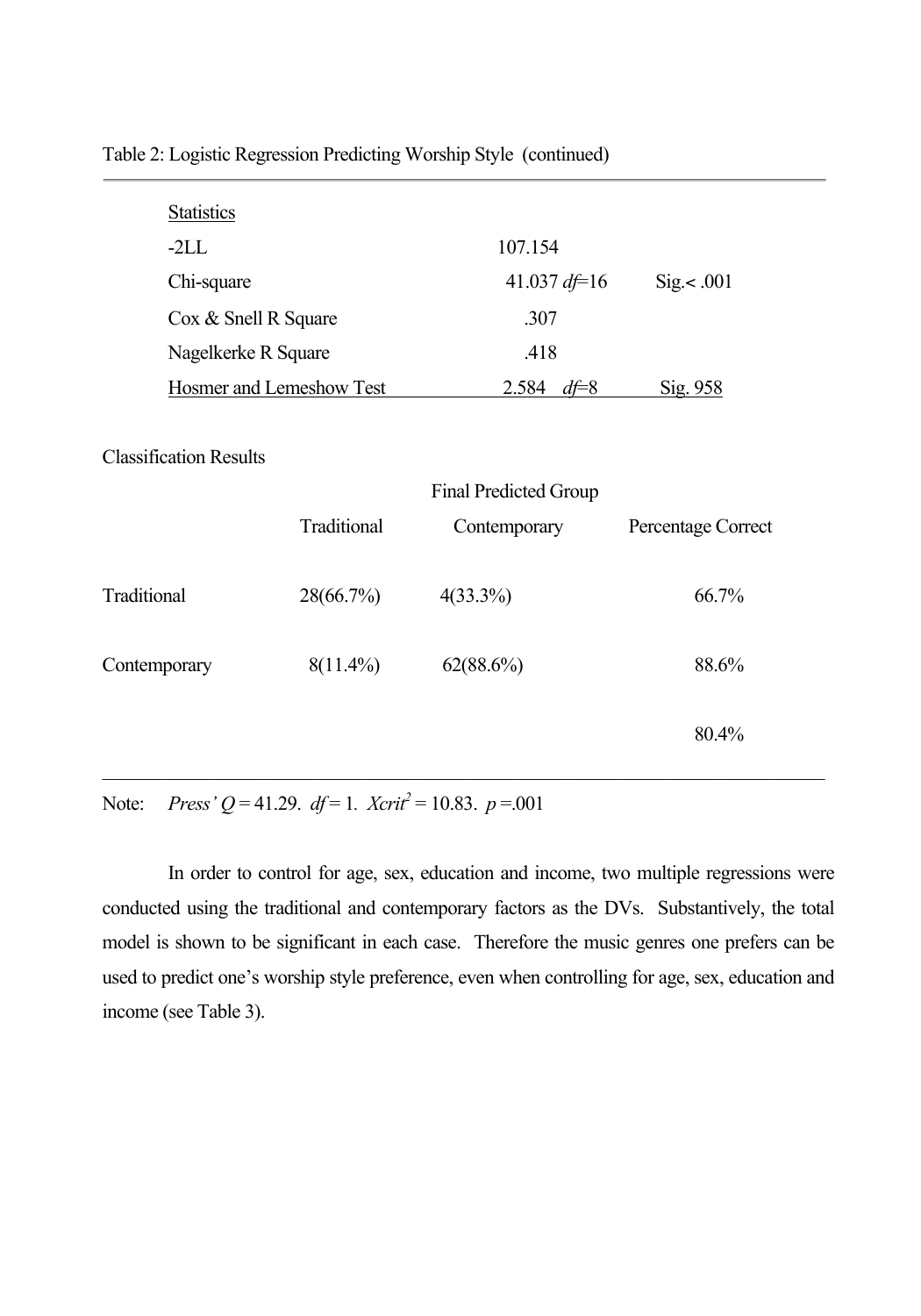Table 2: Logistic Regression Predicting Worship Style (continued)

| Statistics | | |
|---|---|---|
| -2LL | 107.154 | |
| Chi-square | 41.037 *df*=16 | Sig.< .001 |
| Cox & Snell R Square | .307 | |
| Nagelkerke R Square | .418 | |
| Hosmer and Lemeshow Test | 2.584 *df*=8 | Sig. 958 |

Classification Results

| | Final Predicted Group | | |
|---|---|---|---|
| | Traditional | Contemporary | Percentage Correct |
| Traditional | 28(66.7%) | 4(33.3%) | 66.7% |
| Contemporary | 8(11.4%) | 62(88.6%) | 88.6% |
| | | | 80.4% |

Note: *Press' Q* = 41.29. $df = 1$. $Xcrit^2 = 10.83$. $p = .001$

In order to control for age, sex, education and income, two multiple regressions were conducted using the traditional and contemporary factors as the DVs. Substantively, the total model is shown to be significant in each case. Therefore the music genres one prefers can be used to predict one's worship style preference, even when controlling for age, sex, education and income (see Table 3).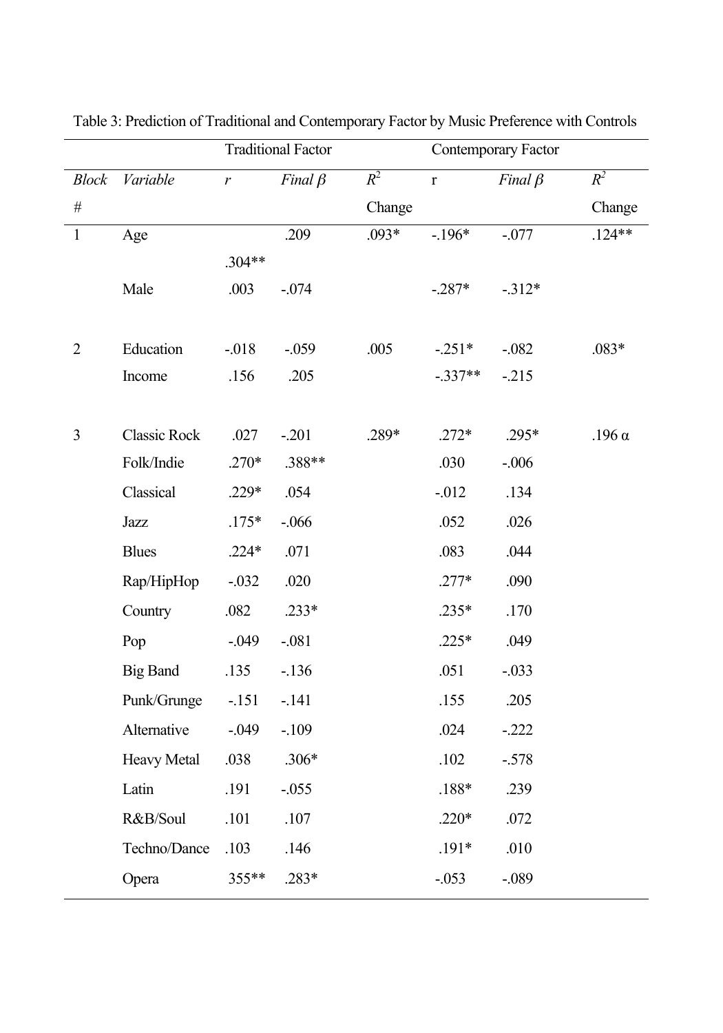Table 3: Prediction of Traditional and Contemporary Factor by Music Preference with Controls

| | | Traditional Factor | | | Contemporary Factor | | |
|---|---|---|---|---|---|---|---|
| *Block #* | *Variable* | *r* | *Final β* | $R^2$ Change | r | *Final β* | $R^2$ Change |
| 1 | Age | .304** | .209 | .093* | -.196* | -.077 | .124** |
| | Male | .003 | -.074 | | -.287* | -.312* | |
| 2 | Education | -.018 | -.059 | .005 | -.251* | -.082 | .083* |
| | Income | .156 | .205 | | -.337** | -.215 | |
| 3 | Classic Rock | .027 | -.201 | .289* | .272* | .295* | .196 α |
| | Folk/Indie | .270* | .388** | | .030 | -.006 | |
| | Classical | .229* | .054 | | -.012 | .134 | |
| | Jazz | .175* | -.066 | | .052 | .026 | |
| | Blues | .224* | .071 | | .083 | .044 | |
| | Rap/HipHop | -.032 | .020 | | .277* | .090 | |
| | Country | .082 | .233* | | .235* | .170 | |
| | Pop | -.049 | -.081 | | .225* | .049 | |
| | Big Band | .135 | -.136 | | .051 | -.033 | |
| | Punk/Grunge | -.151 | -.141 | | .155 | .205 | |
| | Alternative | -.049 | -.109 | | .024 | -.222 | |
| | Heavy Metal | .038 | .306* | | .102 | -.578 | |
| | Latin | .191 | -.055 | | .188* | .239 | |
| | R&B/Soul | .101 | .107 | | .220* | .072 | |
| | Techno/Dance | .103 | .146 | | .191* | .010 | |
| | Opera | 355** | .283* | | -.053 | -.089 | |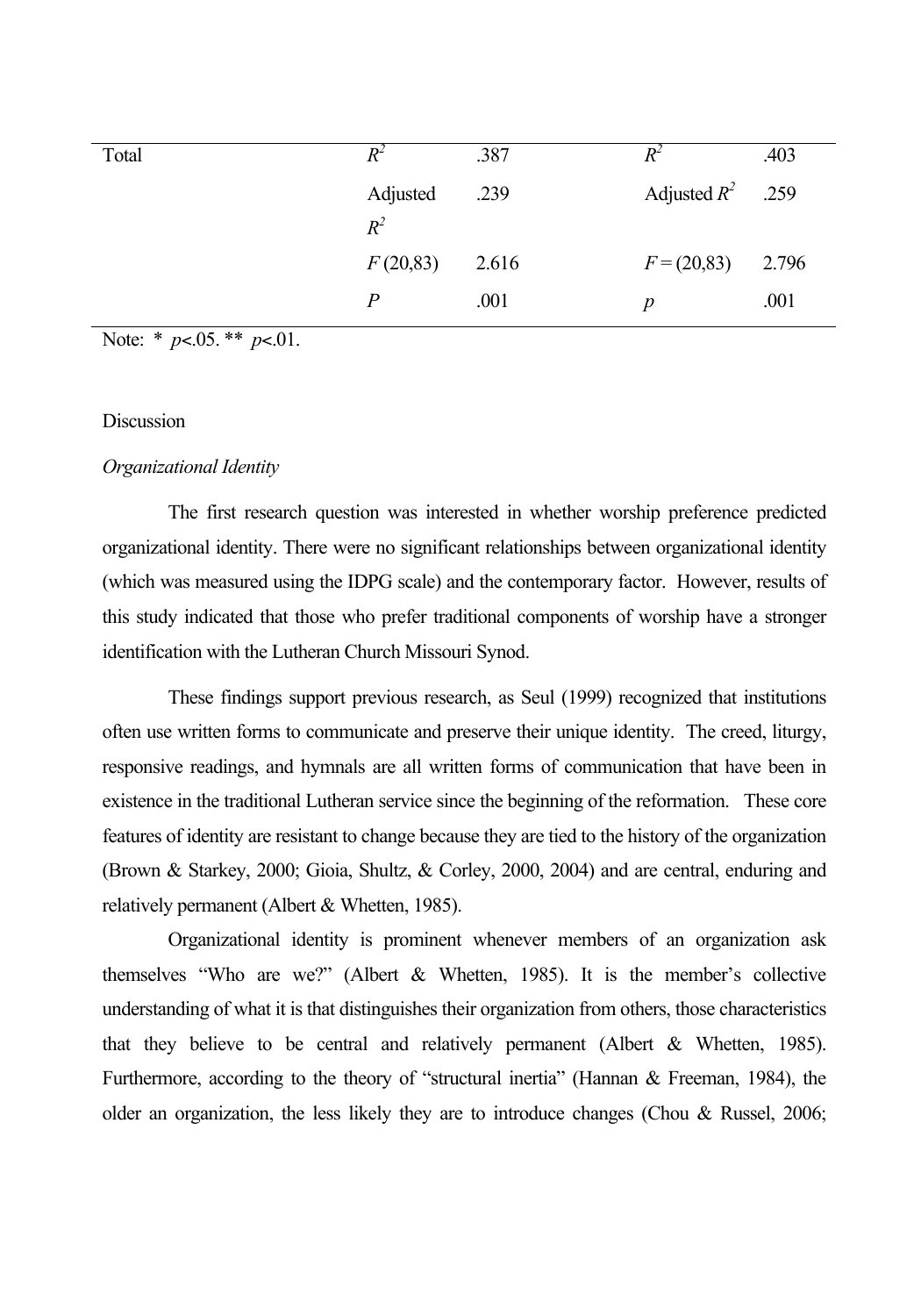| Total | $R^2$ | .387 | $R^2$ | .403 |
|---|---|---|---|---|
| | Adjusted $R^2$ | .239 | Adjusted $R^2$ | .259 |
| | $F$ (20,83) | 2.616 | $F$ = (20,83) | 2.796 |
| | $P$ | .001 | $p$ | .001 |

Note: * $p$<.05. ** $p$<.01.

## Discussion

### *Organizational Identity*

The first research question was interested in whether worship preference predicted organizational identity. There were no significant relationships between organizational identity (which was measured using the IDPG scale) and the contemporary factor. However, results of this study indicated that those who prefer traditional components of worship have a stronger identification with the Lutheran Church Missouri Synod.

These findings support previous research, as Seul (1999) recognized that institutions often use written forms to communicate and preserve their unique identity. The creed, liturgy, responsive readings, and hymnals are all written forms of communication that have been in existence in the traditional Lutheran service since the beginning of the reformation. These core features of identity are resistant to change because they are tied to the history of the organization (Brown & Starkey, 2000; Gioia, Shultz, & Corley, 2000, 2004) and are central, enduring and relatively permanent (Albert & Whetten, 1985).

Organizational identity is prominent whenever members of an organization ask themselves "Who are we?" (Albert & Whetten, 1985). It is the member's collective understanding of what it is that distinguishes their organization from others, those characteristics that they believe to be central and relatively permanent (Albert & Whetten, 1985). Furthermore, according to the theory of "structural inertia" (Hannan & Freeman, 1984), the older an organization, the less likely they are to introduce changes (Chou & Russel, 2006;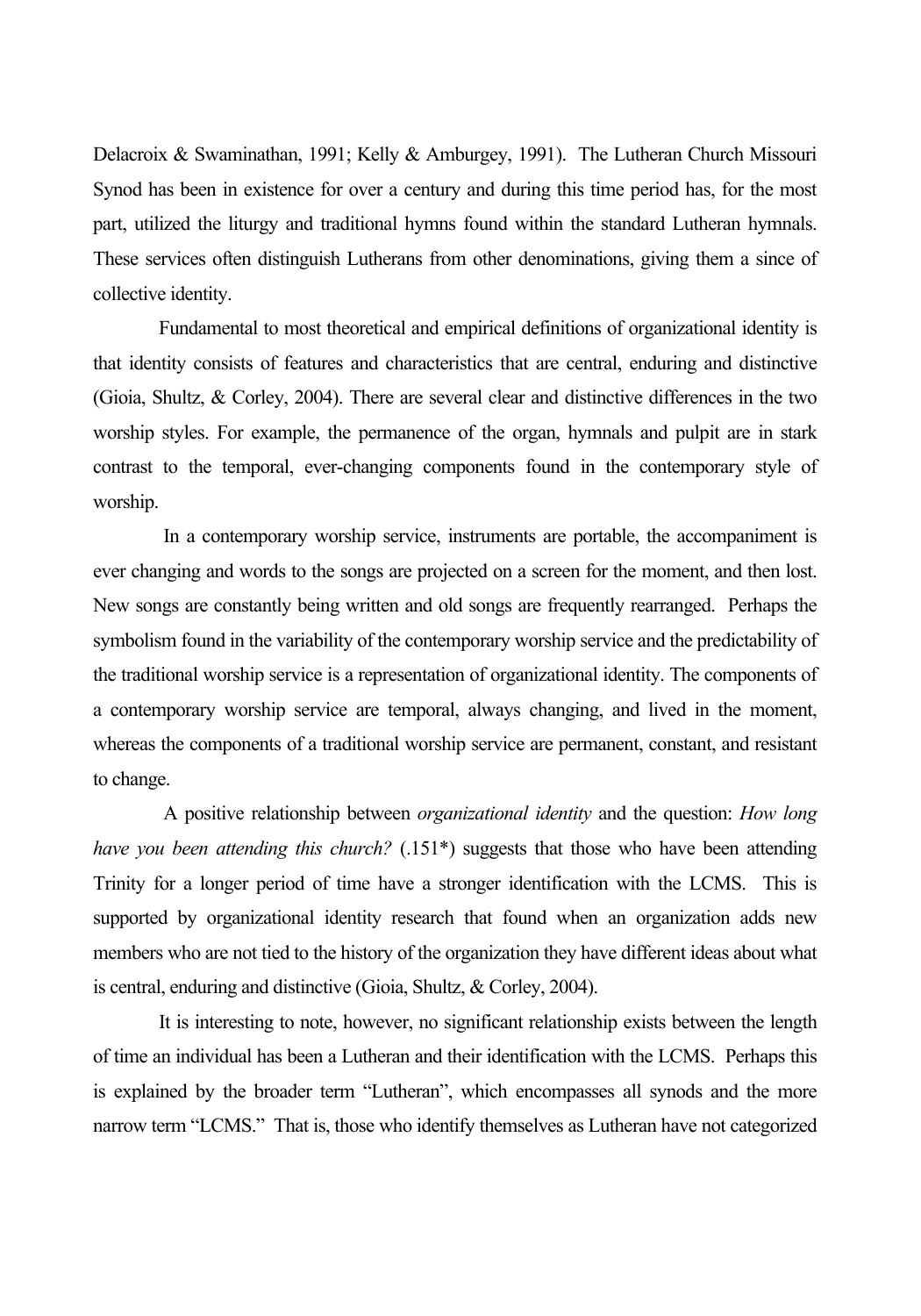Delacroix & Swaminathan, 1991; Kelly & Amburgey, 1991). The Lutheran Church Missouri Synod has been in existence for over a century and during this time period has, for the most part, utilized the liturgy and traditional hymns found within the standard Lutheran hymnals. These services often distinguish Lutherans from other denominations, giving them a since of collective identity.

Fundamental to most theoretical and empirical definitions of organizational identity is that identity consists of features and characteristics that are central, enduring and distinctive (Gioia, Shultz, & Corley, 2004). There are several clear and distinctive differences in the two worship styles. For example, the permanence of the organ, hymnals and pulpit are in stark contrast to the temporal, ever-changing components found in the contemporary style of worship.

In a contemporary worship service, instruments are portable, the accompaniment is ever changing and words to the songs are projected on a screen for the moment, and then lost. New songs are constantly being written and old songs are frequently rearranged. Perhaps the symbolism found in the variability of the contemporary worship service and the predictability of the traditional worship service is a representation of organizational identity. The components of a contemporary worship service are temporal, always changing, and lived in the moment, whereas the components of a traditional worship service are permanent, constant, and resistant to change.

A positive relationship between *organizational identity* and the question: *How long have you been attending this church?* (.151*) suggests that those who have been attending Trinity for a longer period of time have a stronger identification with the LCMS. This is supported by organizational identity research that found when an organization adds new members who are not tied to the history of the organization they have different ideas about what is central, enduring and distinctive (Gioia, Shultz, & Corley, 2004).

It is interesting to note, however, no significant relationship exists between the length of time an individual has been a Lutheran and their identification with the LCMS. Perhaps this is explained by the broader term "Lutheran", which encompasses all synods and the more narrow term "LCMS." That is, those who identify themselves as Lutheran have not categorized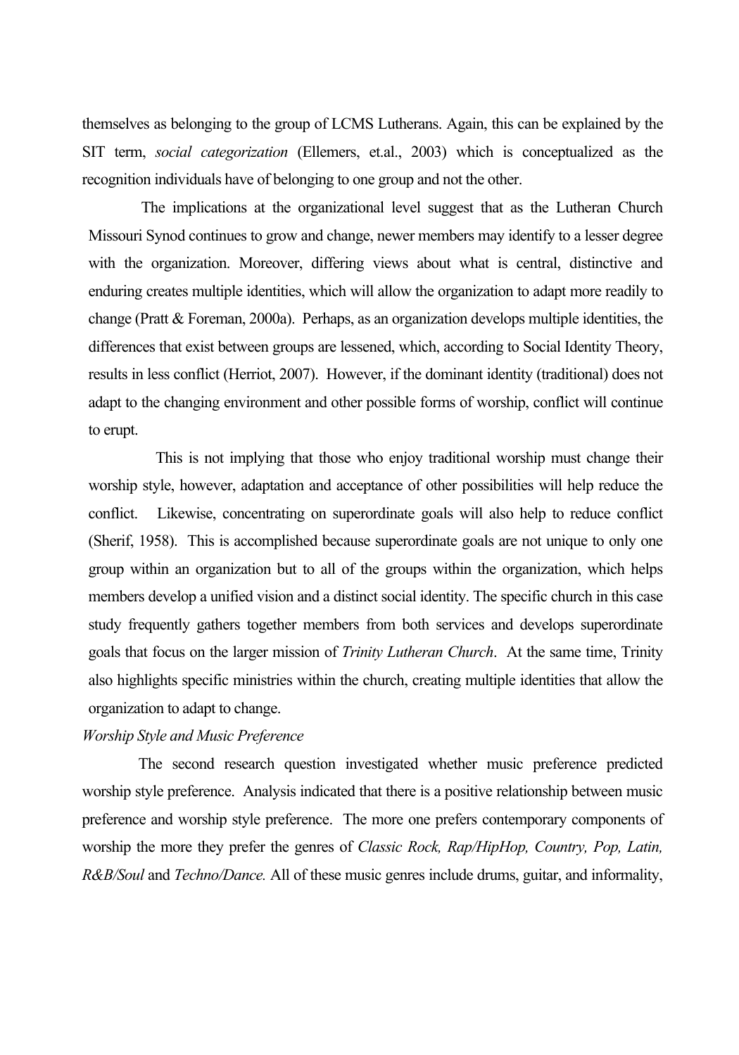themselves as belonging to the group of LCMS Lutherans. Again, this can be explained by the SIT term, *social categorization* (Ellemers, et.al., 2003) which is conceptualized as the recognition individuals have of belonging to one group and not the other.

The implications at the organizational level suggest that as the Lutheran Church Missouri Synod continues to grow and change, newer members may identify to a lesser degree with the organization. Moreover, differing views about what is central, distinctive and enduring creates multiple identities, which will allow the organization to adapt more readily to change (Pratt & Foreman, 2000a). Perhaps, as an organization develops multiple identities, the differences that exist between groups are lessened, which, according to Social Identity Theory, results in less conflict (Herriot, 2007). However, if the dominant identity (traditional) does not adapt to the changing environment and other possible forms of worship, conflict will continue to erupt.

This is not implying that those who enjoy traditional worship must change their worship style, however, adaptation and acceptance of other possibilities will help reduce the conflict. Likewise, concentrating on superordinate goals will also help to reduce conflict (Sherif, 1958). This is accomplished because superordinate goals are not unique to only one group within an organization but to all of the groups within the organization, which helps members develop a unified vision and a distinct social identity. The specific church in this case study frequently gathers together members from both services and develops superordinate goals that focus on the larger mission of *Trinity Lutheran Church*. At the same time, Trinity also highlights specific ministries within the church, creating multiple identities that allow the organization to adapt to change.

*Worship Style and Music Preference*

The second research question investigated whether music preference predicted worship style preference. Analysis indicated that there is a positive relationship between music preference and worship style preference. The more one prefers contemporary components of worship the more they prefer the genres of *Classic Rock, Rap/HipHop, Country, Pop, Latin, R&B/Soul* and *Techno/Dance.* All of these music genres include drums, guitar, and informality,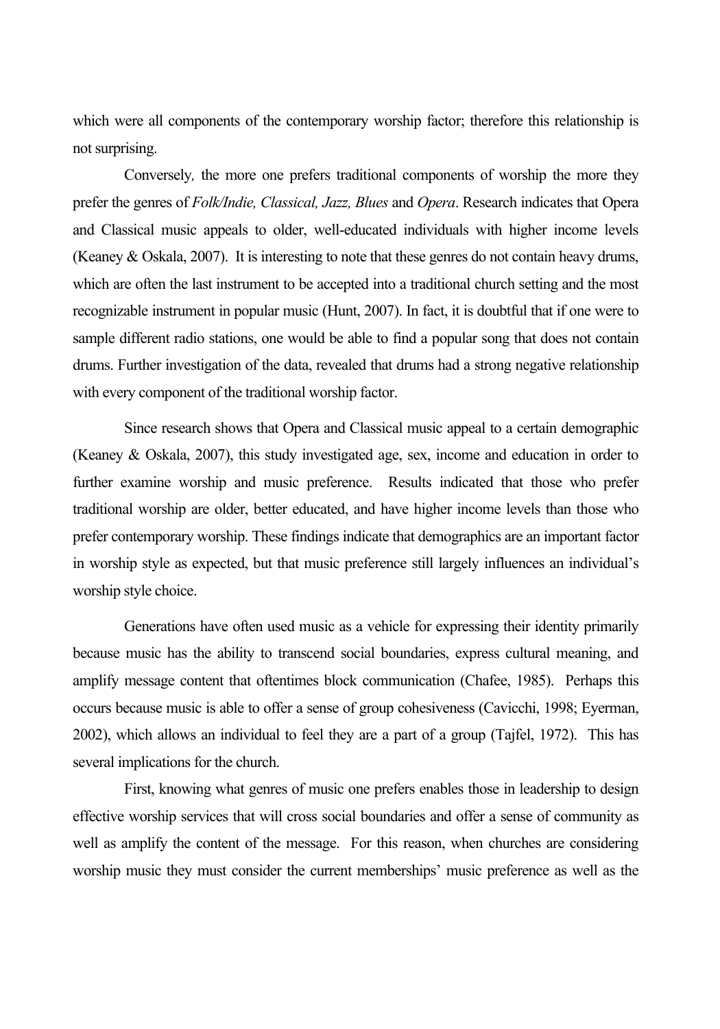which were all components of the contemporary worship factor; therefore this relationship is not surprising.

Conversely*,* the more one prefers traditional components of worship the more they prefer the genres of *Folk/Indie, Classical, Jazz, Blues* and *Opera*. Research indicates that Opera and Classical music appeals to older, well-educated individuals with higher income levels (Keaney & Oskala, 2007). It is interesting to note that these genres do not contain heavy drums, which are often the last instrument to be accepted into a traditional church setting and the most recognizable instrument in popular music (Hunt, 2007). In fact, it is doubtful that if one were to sample different radio stations, one would be able to find a popular song that does not contain drums. Further investigation of the data, revealed that drums had a strong negative relationship with every component of the traditional worship factor.

Since research shows that Opera and Classical music appeal to a certain demographic (Keaney & Oskala, 2007), this study investigated age, sex, income and education in order to further examine worship and music preference. Results indicated that those who prefer traditional worship are older, better educated, and have higher income levels than those who prefer contemporary worship. These findings indicate that demographics are an important factor in worship style as expected, but that music preference still largely influences an individual's worship style choice.

Generations have often used music as a vehicle for expressing their identity primarily because music has the ability to transcend social boundaries, express cultural meaning, and amplify message content that oftentimes block communication (Chafee, 1985). Perhaps this occurs because music is able to offer a sense of group cohesiveness (Cavicchi, 1998; Eyerman, 2002), which allows an individual to feel they are a part of a group (Tajfel, 1972). This has several implications for the church.

First, knowing what genres of music one prefers enables those in leadership to design effective worship services that will cross social boundaries and offer a sense of community as well as amplify the content of the message. For this reason, when churches are considering worship music they must consider the current memberships' music preference as well as the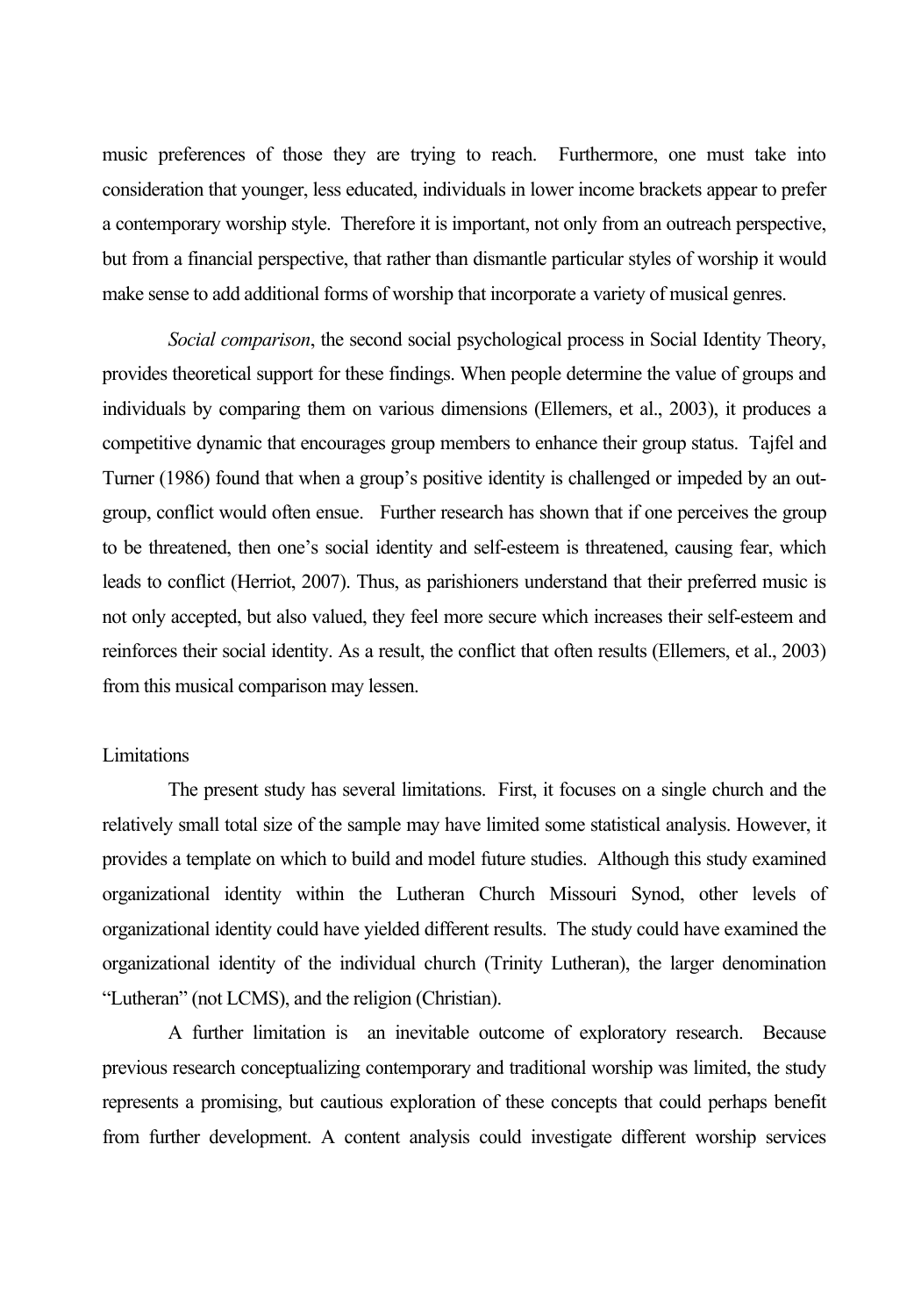music preferences of those they are trying to reach. Furthermore, one must take into consideration that younger, less educated, individuals in lower income brackets appear to prefer a contemporary worship style. Therefore it is important, not only from an outreach perspective, but from a financial perspective, that rather than dismantle particular styles of worship it would make sense to add additional forms of worship that incorporate a variety of musical genres.

*Social comparison*, the second social psychological process in Social Identity Theory, provides theoretical support for these findings. When people determine the value of groups and individuals by comparing them on various dimensions (Ellemers, et al., 2003), it produces a competitive dynamic that encourages group members to enhance their group status. Tajfel and Turner (1986) found that when a group's positive identity is challenged or impeded by an out-group, conflict would often ensue. Further research has shown that if one perceives the group to be threatened, then one's social identity and self-esteem is threatened, causing fear, which leads to conflict (Herriot, 2007). Thus, as parishioners understand that their preferred music is not only accepted, but also valued, they feel more secure which increases their self-esteem and reinforces their social identity. As a result, the conflict that often results (Ellemers, et al., 2003) from this musical comparison may lessen.

Limitations

The present study has several limitations. First, it focuses on a single church and the relatively small total size of the sample may have limited some statistical analysis. However, it provides a template on which to build and model future studies. Although this study examined organizational identity within the Lutheran Church Missouri Synod, other levels of organizational identity could have yielded different results. The study could have examined the organizational identity of the individual church (Trinity Lutheran), the larger denomination "Lutheran" (not LCMS), and the religion (Christian).

A further limitation is an inevitable outcome of exploratory research. Because previous research conceptualizing contemporary and traditional worship was limited, the study represents a promising, but cautious exploration of these concepts that could perhaps benefit from further development. A content analysis could investigate different worship services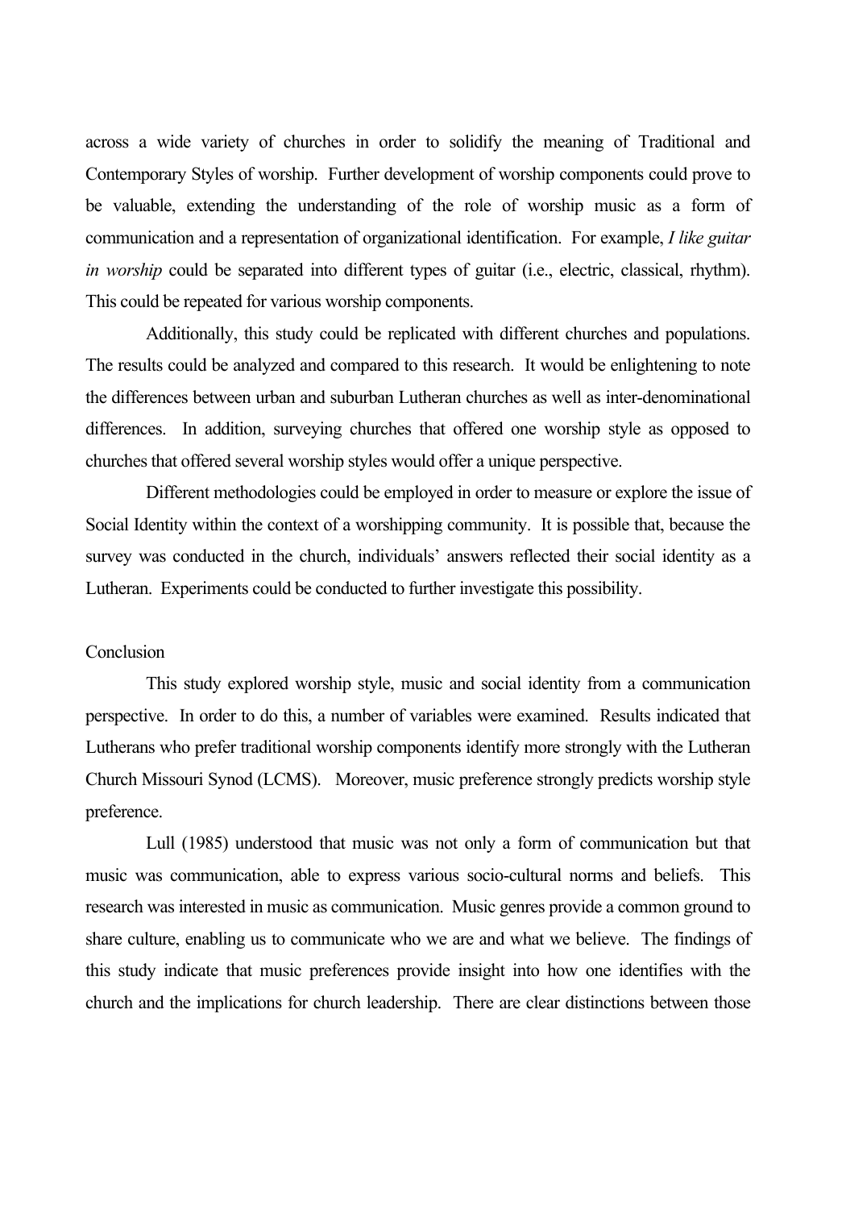across a wide variety of churches in order to solidify the meaning of Traditional and Contemporary Styles of worship. Further development of worship components could prove to be valuable, extending the understanding of the role of worship music as a form of communication and a representation of organizational identification. For example, *I like guitar in worship* could be separated into different types of guitar (i.e., electric, classical, rhythm). This could be repeated for various worship components.

Additionally, this study could be replicated with different churches and populations. The results could be analyzed and compared to this research. It would be enlightening to note the differences between urban and suburban Lutheran churches as well as inter-denominational differences. In addition, surveying churches that offered one worship style as opposed to churches that offered several worship styles would offer a unique perspective.

Different methodologies could be employed in order to measure or explore the issue of Social Identity within the context of a worshipping community. It is possible that, because the survey was conducted in the church, individuals' answers reflected their social identity as a Lutheran. Experiments could be conducted to further investigate this possibility.

## Conclusion

This study explored worship style, music and social identity from a communication perspective. In order to do this, a number of variables were examined. Results indicated that Lutherans who prefer traditional worship components identify more strongly with the Lutheran Church Missouri Synod (LCMS). Moreover, music preference strongly predicts worship style preference.

Lull (1985) understood that music was not only a form of communication but that music was communication, able to express various socio-cultural norms and beliefs. This research was interested in music as communication. Music genres provide a common ground to share culture, enabling us to communicate who we are and what we believe. The findings of this study indicate that music preferences provide insight into how one identifies with the church and the implications for church leadership. There are clear distinctions between those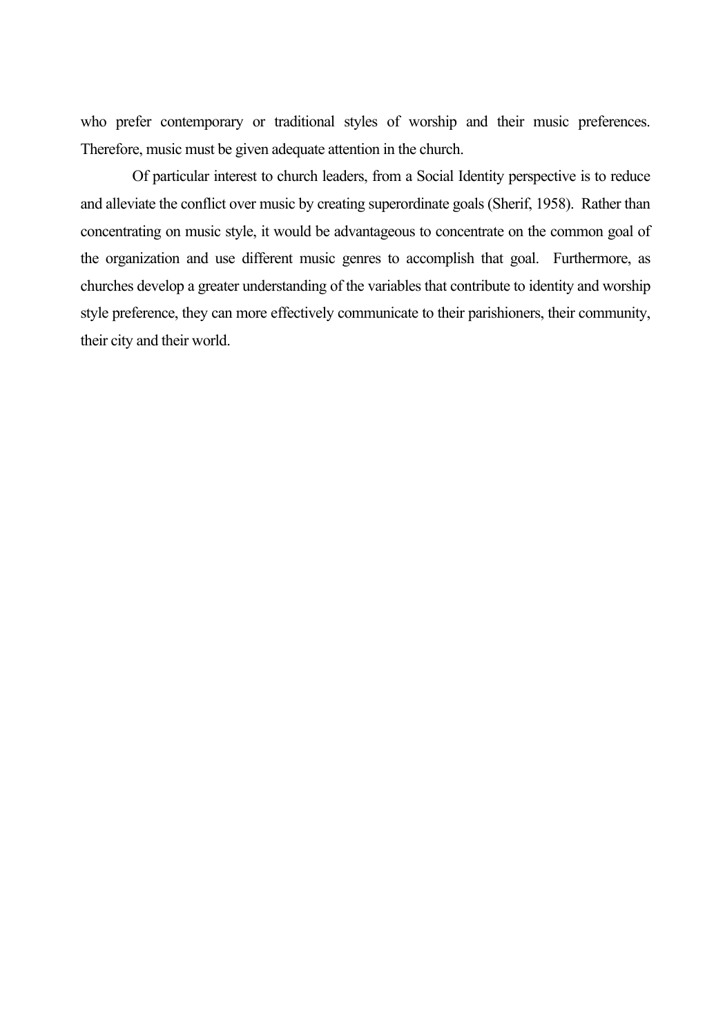who prefer contemporary or traditional styles of worship and their music preferences. Therefore, music must be given adequate attention in the church.

Of particular interest to church leaders, from a Social Identity perspective is to reduce and alleviate the conflict over music by creating superordinate goals (Sherif, 1958). Rather than concentrating on music style, it would be advantageous to concentrate on the common goal of the organization and use different music genres to accomplish that goal. Furthermore, as churches develop a greater understanding of the variables that contribute to identity and worship style preference, they can more effectively communicate to their parishioners, their community, their city and their world.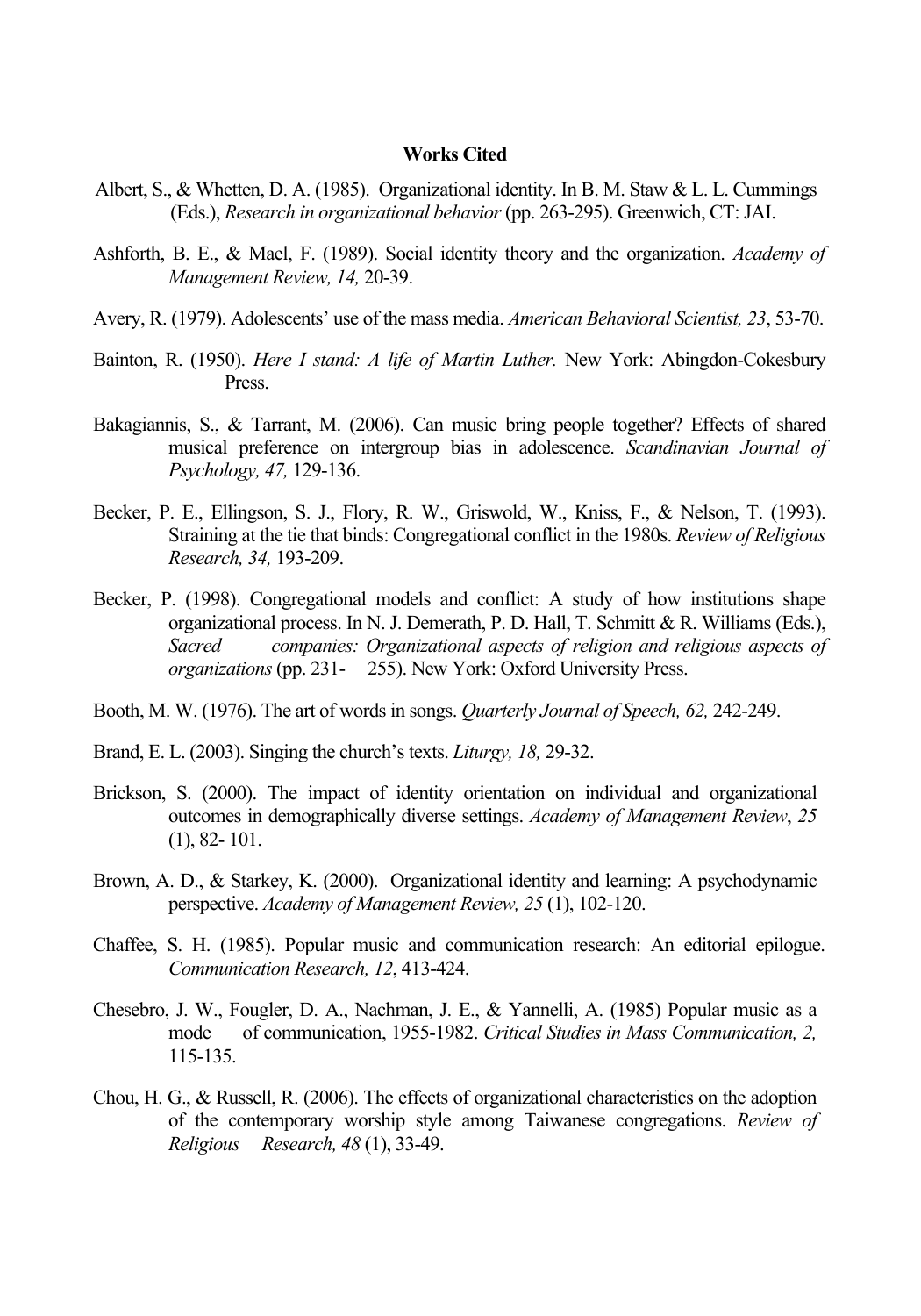**Works Cited**

Albert, S., & Whetten, D. A. (1985). Organizational identity. In B. M. Staw & L. L. Cummings (Eds.), *Research in organizational behavior* (pp. 263-295). Greenwich, CT: JAI.

Ashforth, B. E., & Mael, F. (1989). Social identity theory and the organization. *Academy of Management Review, 14,* 20-39.

Avery, R. (1979). Adolescents' use of the mass media. *American Behavioral Scientist, 23*, 53-70.

Bainton, R. (1950). *Here I stand: A life of Martin Luther.* New York: Abingdon-Cokesbury Press.

Bakagiannis, S., & Tarrant, M. (2006). Can music bring people together? Effects of shared musical preference on intergroup bias in adolescence. *Scandinavian Journal of Psychology, 47,* 129-136.

Becker, P. E., Ellingson, S. J., Flory, R. W., Griswold, W., Kniss, F., & Nelson, T. (1993). Straining at the tie that binds: Congregational conflict in the 1980s. *Review of Religious Research, 34,* 193-209.

Becker, P. (1998). Congregational models and conflict: A study of how institutions shape organizational process. In N. J. Demerath, P. D. Hall, T. Schmitt & R. Williams (Eds.), *Sacred companies: Organizational aspects of religion and religious aspects of organizations* (pp. 231- 255). New York: Oxford University Press.

Booth, M. W. (1976). The art of words in songs. *Quarterly Journal of Speech, 62,* 242-249.

Brand, E. L. (2003). Singing the church's texts. *Liturgy, 18,* 29-32.

Brickson, S. (2000). The impact of identity orientation on individual and organizational outcomes in demographically diverse settings. *Academy of Management Review*, *25* (1), 82- 101.

Brown, A. D., & Starkey, K. (2000). Organizational identity and learning: A psychodynamic perspective. *Academy of Management Review, 25* (1), 102-120.

Chaffee, S. H. (1985). Popular music and communication research: An editorial epilogue. *Communication Research, 12*, 413-424.

Chesebro, J. W., Fougler, D. A., Nachman, J. E., & Yannelli, A. (1985) Popular music as a mode of communication, 1955-1982. *Critical Studies in Mass Communication, 2,* 115-135.

Chou, H. G., & Russell, R. (2006). The effects of organizational characteristics on the adoption of the contemporary worship style among Taiwanese congregations. *Review of Religious Research, 48* (1), 33-49.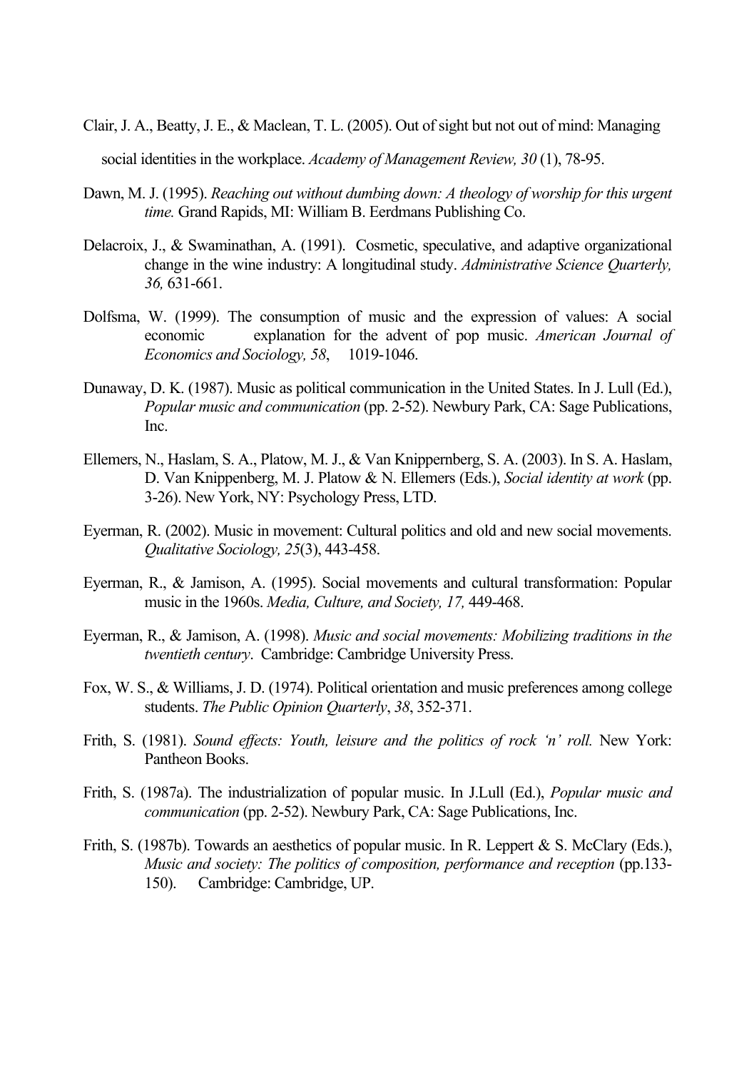Clair, J. A., Beatty, J. E., & Maclean, T. L. (2005). Out of sight but not out of mind: Managing social identities in the workplace. *Academy of Management Review, 30* (1), 78-95.

Dawn, M. J. (1995). *Reaching out without dumbing down: A theology of worship for this urgent time.* Grand Rapids, MI: William B. Eerdmans Publishing Co.

Delacroix, J., & Swaminathan, A. (1991). Cosmetic, speculative, and adaptive organizational change in the wine industry: A longitudinal study. *Administrative Science Quarterly, 36,* 631-661.

Dolfsma, W. (1999). The consumption of music and the expression of values: A social economic explanation for the advent of pop music. *American Journal of Economics and Sociology, 58*, 1019-1046.

Dunaway, D. K. (1987). Music as political communication in the United States. In J. Lull (Ed.), *Popular music and communication* (pp. 2-52). Newbury Park, CA: Sage Publications, Inc.

Ellemers, N., Haslam, S. A., Platow, M. J., & Van Knippernberg, S. A. (2003). In S. A. Haslam, D. Van Knippenberg, M. J. Platow & N. Ellemers (Eds.), *Social identity at work* (pp. 3-26). New York, NY: Psychology Press, LTD.

Eyerman, R. (2002). Music in movement: Cultural politics and old and new social movements. *Qualitative Sociology, 25*(3), 443-458.

Eyerman, R., & Jamison, A. (1995). Social movements and cultural transformation: Popular music in the 1960s. *Media, Culture, and Society, 17,* 449-468.

Eyerman, R., & Jamison, A. (1998). *Music and social movements: Mobilizing traditions in the twentieth century*. Cambridge: Cambridge University Press.

Fox, W. S., & Williams, J. D. (1974). Political orientation and music preferences among college students. *The Public Opinion Quarterly*, *38*, 352-371.

Frith, S. (1981). *Sound effects: Youth, leisure and the politics of rock 'n' roll.* New York: Pantheon Books.

Frith, S. (1987a). The industrialization of popular music. In J.Lull (Ed.), *Popular music and communication* (pp. 2-52). Newbury Park, CA: Sage Publications, Inc.

Frith, S. (1987b). Towards an aesthetics of popular music. In R. Leppert & S. McClary (Eds.), *Music and society: The politics of composition, performance and reception* (pp.133-150). Cambridge: Cambridge, UP.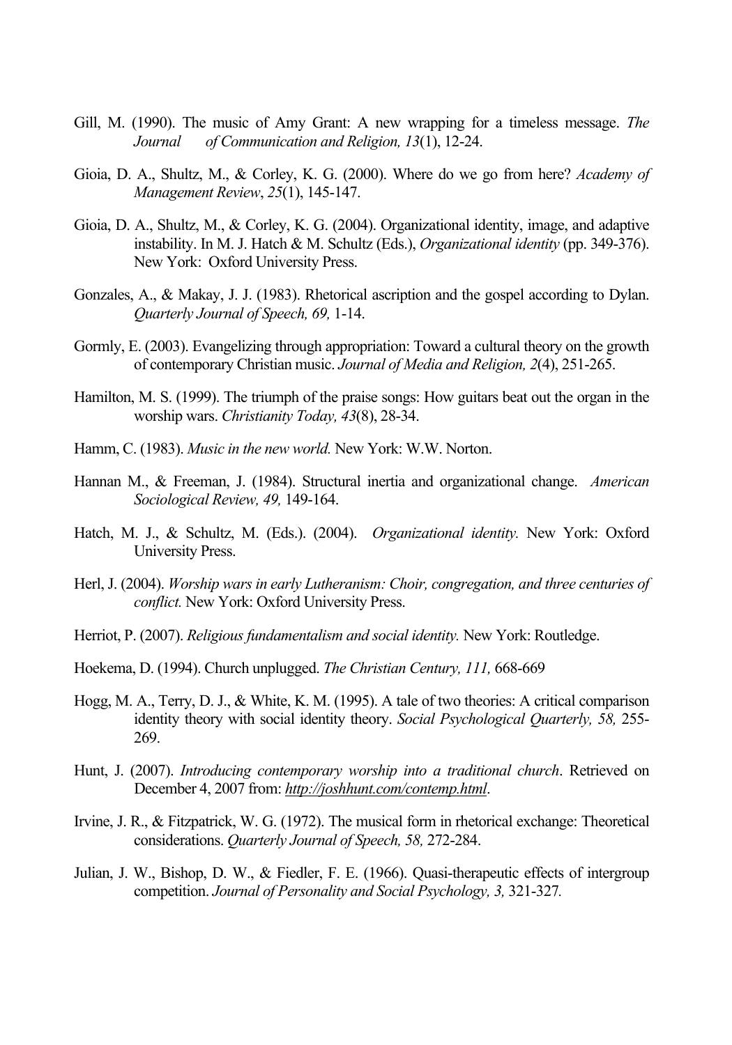Gill, M. (1990). The music of Amy Grant: A new wrapping for a timeless message. *The Journal of Communication and Religion, 13*(1), 12-24.

Gioia, D. A., Shultz, M., & Corley, K. G. (2000). Where do we go from here? *Academy of Management Review*, *25*(1), 145-147.

Gioia, D. A., Shultz, M., & Corley, K. G. (2004). Organizational identity, image, and adaptive instability. In M. J. Hatch & M. Schultz (Eds.), *Organizational identity* (pp. 349-376). New York: Oxford University Press.

Gonzales, A., & Makay, J. J. (1983). Rhetorical ascription and the gospel according to Dylan. *Quarterly Journal of Speech, 69,* 1-14.

Gormly, E. (2003). Evangelizing through appropriation: Toward a cultural theory on the growth of contemporary Christian music. *Journal of Media and Religion, 2*(4), 251-265.

Hamilton, M. S. (1999). The triumph of the praise songs: How guitars beat out the organ in the worship wars. *Christianity Today, 43*(8), 28-34.

Hamm, C. (1983). *Music in the new world.* New York: W.W. Norton.

Hannan M., & Freeman, J. (1984). Structural inertia and organizational change. *American Sociological Review, 49,* 149-164.

Hatch, M. J., & Schultz, M. (Eds.). (2004). *Organizational identity.* New York: Oxford University Press.

Herl, J. (2004). *Worship wars in early Lutheranism: Choir, congregation, and three centuries of conflict.* New York: Oxford University Press.

Herriot, P. (2007). *Religious fundamentalism and social identity.* New York: Routledge.

Hoekema, D. (1994). Church unplugged. *The Christian Century, 111,* 668-669

Hogg, M. A., Terry, D. J., & White, K. M. (1995). A tale of two theories: A critical comparison identity theory with social identity theory. *Social Psychological Quarterly, 58,* 255-269.

Hunt, J. (2007). *Introducing contemporary worship into a traditional church*. Retrieved on December 4, 2007 from: *http://joshhunt.com/contemp.html*.

Irvine, J. R., & Fitzpatrick, W. G. (1972). The musical form in rhetorical exchange: Theoretical considerations. *Quarterly Journal of Speech, 58,* 272-284.

Julian, J. W., Bishop, D. W., & Fiedler, F. E. (1966). Quasi-therapeutic effects of intergroup competition. *Journal of Personality and Social Psychology, 3,* 321-327.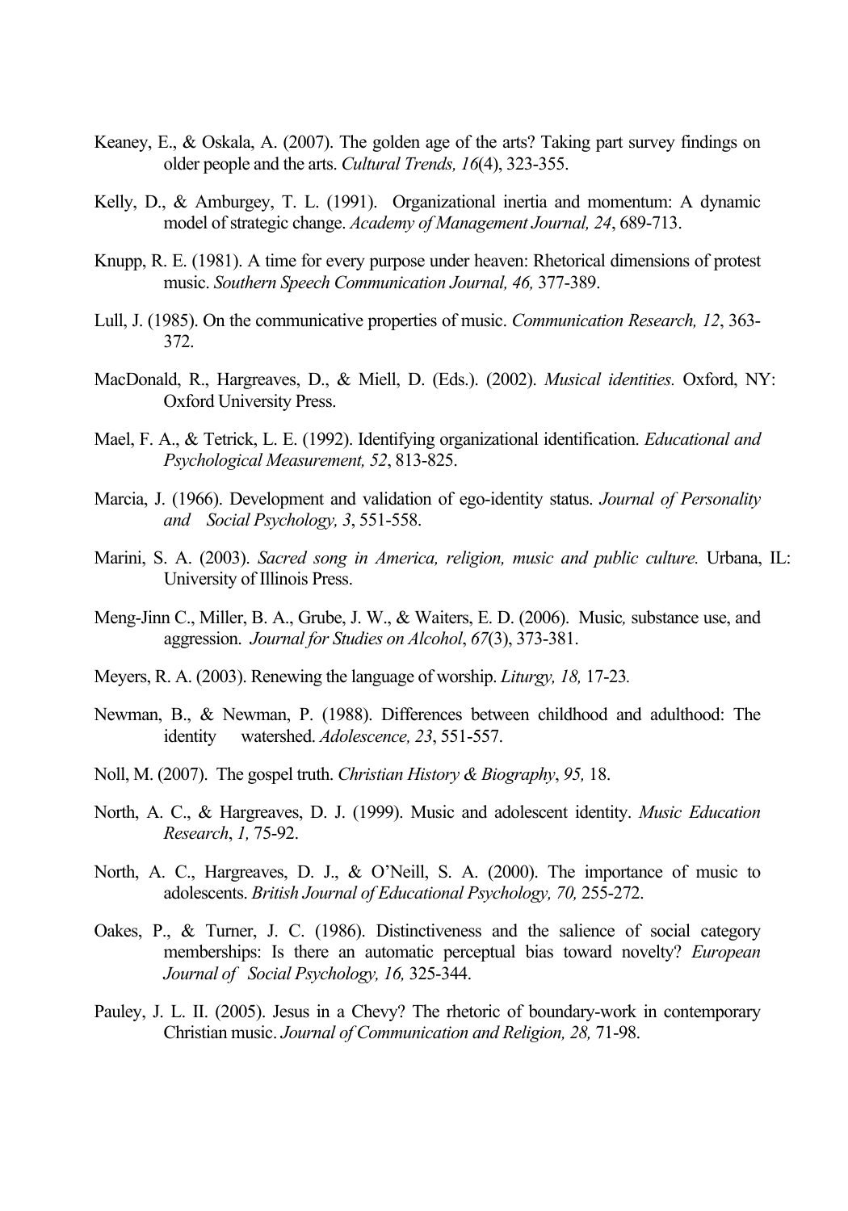Keaney, E., & Oskala, A. (2007). The golden age of the arts? Taking part survey findings on older people and the arts. *Cultural Trends, 16*(4), 323-355.

Kelly, D., & Amburgey, T. L. (1991). Organizational inertia and momentum: A dynamic model of strategic change. *Academy of Management Journal, 24*, 689-713.

Knupp, R. E. (1981). A time for every purpose under heaven: Rhetorical dimensions of protest music. *Southern Speech Communication Journal, 46,* 377-389.

Lull, J. (1985). On the communicative properties of music. *Communication Research, 12*, 363-372.

MacDonald, R., Hargreaves, D., & Miell, D. (Eds.). (2002). *Musical identities.* Oxford, NY: Oxford University Press.

Mael, F. A., & Tetrick, L. E. (1992). Identifying organizational identification. *Educational and Psychological Measurement, 52*, 813-825.

Marcia, J. (1966). Development and validation of ego-identity status. *Journal of Personality and Social Psychology, 3*, 551-558.

Marini, S. A. (2003). *Sacred song in America, religion, music and public culture.* Urbana, IL: University of Illinois Press.

Meng-Jinn C., Miller, B. A., Grube, J. W., & Waiters, E. D. (2006). Music*,* substance use, and aggression. *Journal for Studies on Alcohol*, *67*(3), 373-381.

Meyers, R. A. (2003). Renewing the language of worship. *Liturgy, 18,* 17-23*.*

Newman, B., & Newman, P. (1988). Differences between childhood and adulthood: The identity watershed. *Adolescence, 23*, 551-557.

Noll, M. (2007). The gospel truth. *Christian History & Biography*, *95,* 18.

North, A. C., & Hargreaves, D. J. (1999). Music and adolescent identity. *Music Education Research*, *1,* 75-92.

North, A. C., Hargreaves, D. J., & O'Neill, S. A. (2000). The importance of music to adolescents. *British Journal of Educational Psychology, 70,* 255-272.

Oakes, P., & Turner, J. C. (1986). Distinctiveness and the salience of social category memberships: Is there an automatic perceptual bias toward novelty? *European Journal of Social Psychology, 16,* 325-344.

Pauley, J. L. II. (2005). Jesus in a Chevy? The rhetoric of boundary-work in contemporary Christian music. *Journal of Communication and Religion, 28,* 71-98.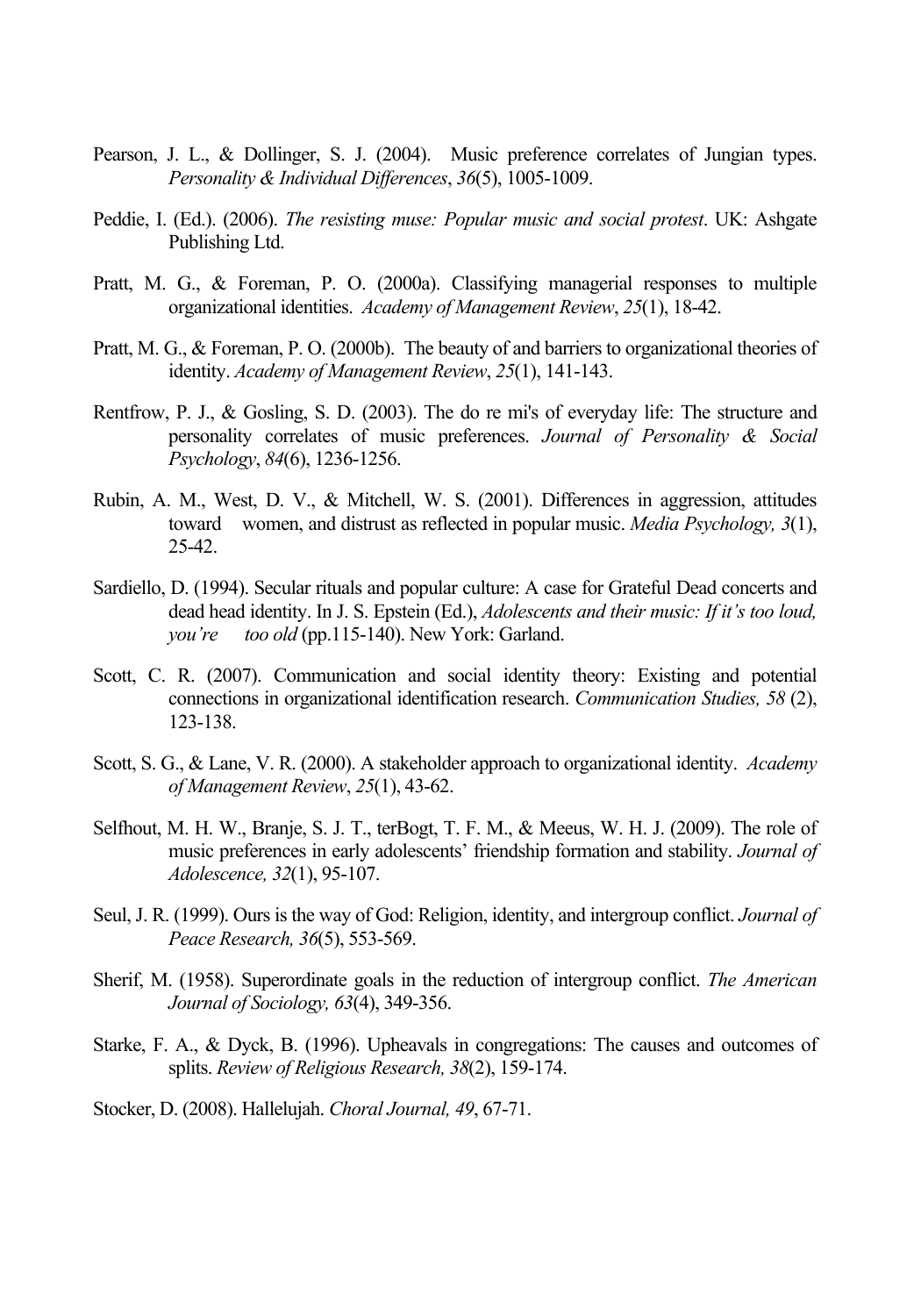Pearson, J. L., & Dollinger, S. J. (2004). Music preference correlates of Jungian types. *Personality & Individual Differences*, *36*(5), 1005-1009.

Peddie, I. (Ed.). (2006). *The resisting muse: Popular music and social protest*. UK: Ashgate Publishing Ltd.

Pratt, M. G., & Foreman, P. O. (2000a). Classifying managerial responses to multiple organizational identities. *Academy of Management Review*, *25*(1), 18-42.

Pratt, M. G., & Foreman, P. O. (2000b). The beauty of and barriers to organizational theories of identity. *Academy of Management Review*, *25*(1), 141-143.

Rentfrow, P. J., & Gosling, S. D. (2003). The do re mi's of everyday life: The structure and personality correlates of music preferences. *Journal of Personality & Social Psychology*, *84*(6), 1236-1256.

Rubin, A. M., West, D. V., & Mitchell, W. S. (2001). Differences in aggression, attitudes toward women, and distrust as reflected in popular music. *Media Psychology, 3*(1), 25-42.

Sardiello, D. (1994). Secular rituals and popular culture: A case for Grateful Dead concerts and dead head identity. In J. S. Epstein (Ed.), *Adolescents and their music: If it's too loud, you're too old* (pp.115-140). New York: Garland.

Scott, C. R. (2007). Communication and social identity theory: Existing and potential connections in organizational identification research. *Communication Studies, 58* (2), 123-138.

Scott, S. G., & Lane, V. R. (2000). A stakeholder approach to organizational identity. *Academy of Management Review*, *25*(1), 43-62.

Selfhout, M. H. W., Branje, S. J. T., terBogt, T. F. M., & Meeus, W. H. J. (2009). The role of music preferences in early adolescents' friendship formation and stability. *Journal of Adolescence, 32*(1), 95-107.

Seul, J. R. (1999). Ours is the way of God: Religion, identity, and intergroup conflict. *Journal of Peace Research, 36*(5), 553-569.

Sherif, M. (1958). Superordinate goals in the reduction of intergroup conflict. *The American Journal of Sociology, 63*(4), 349-356.

Starke, F. A., & Dyck, B. (1996). Upheavals in congregations: The causes and outcomes of splits. *Review of Religious Research, 38*(2), 159-174.

Stocker, D. (2008). Hallelujah. *Choral Journal, 49*, 67-71.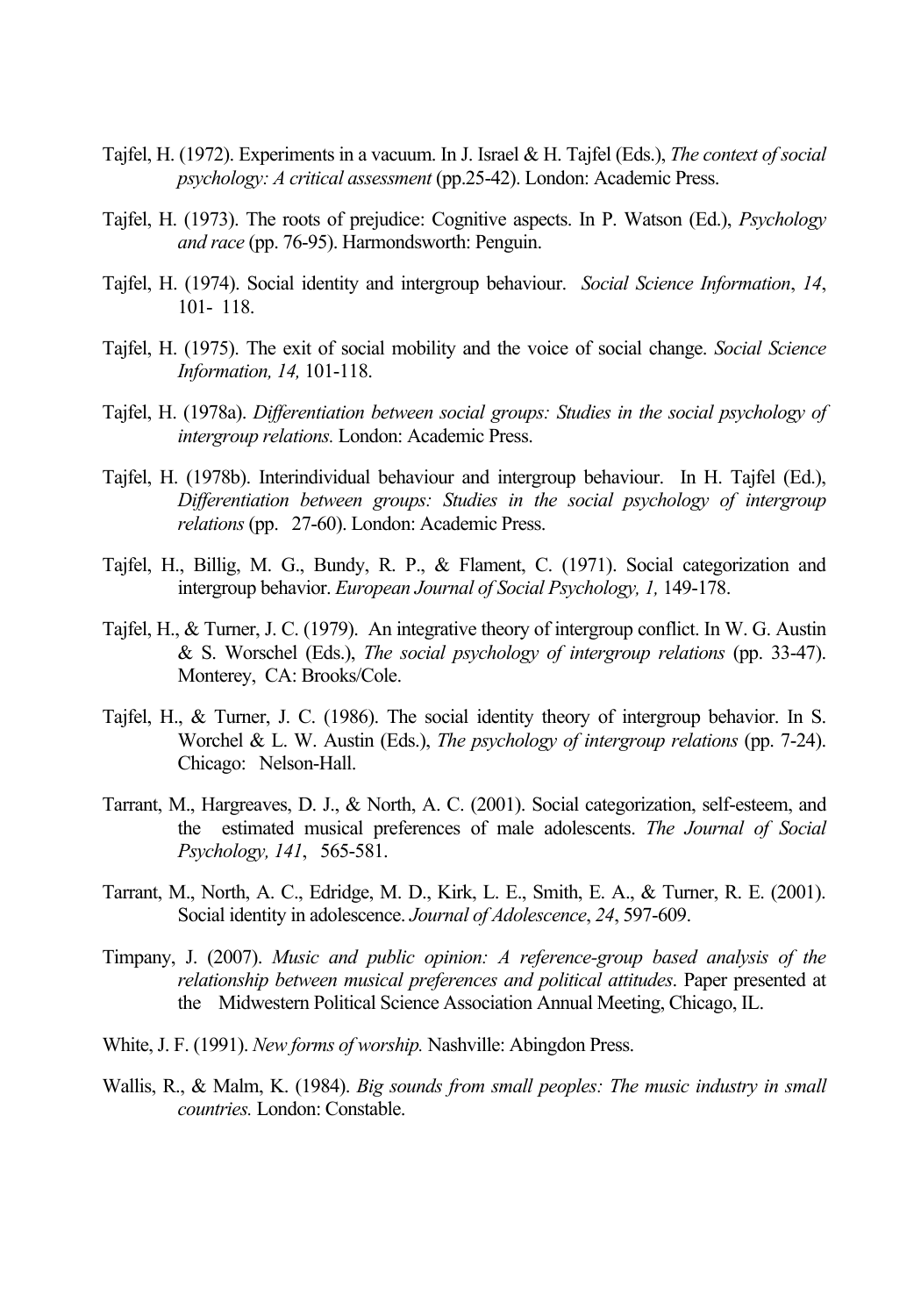Tajfel, H. (1972). Experiments in a vacuum. In J. Israel & H. Tajfel (Eds.), *The context of social psychology: A critical assessment* (pp.25-42). London: Academic Press.

Tajfel, H. (1973). The roots of prejudice: Cognitive aspects. In P. Watson (Ed.), *Psychology and race* (pp. 76-95). Harmondsworth: Penguin.

Tajfel, H. (1974). Social identity and intergroup behaviour. *Social Science Information*, *14*, 101- 118.

Tajfel, H. (1975). The exit of social mobility and the voice of social change. *Social Science Information, 14,* 101-118.

Tajfel, H. (1978a). *Differentiation between social groups: Studies in the social psychology of intergroup relations.* London: Academic Press.

Tajfel, H. (1978b). Interindividual behaviour and intergroup behaviour. In H. Tajfel (Ed.), *Differentiation between groups: Studies in the social psychology of intergroup relations* (pp. 27-60). London: Academic Press.

Tajfel, H., Billig, M. G., Bundy, R. P., & Flament, C. (1971). Social categorization and intergroup behavior. *European Journal of Social Psychology, 1,* 149-178.

Tajfel, H., & Turner, J. C. (1979). An integrative theory of intergroup conflict. In W. G. Austin & S. Worschel (Eds.), *The social psychology of intergroup relations* (pp. 33-47). Monterey, CA: Brooks/Cole.

Tajfel, H., & Turner, J. C. (1986). The social identity theory of intergroup behavior. In S. Worchel & L. W. Austin (Eds.), *The psychology of intergroup relations* (pp. 7-24). Chicago: Nelson-Hall.

Tarrant, M., Hargreaves, D. J., & North, A. C. (2001). Social categorization, self-esteem, and the estimated musical preferences of male adolescents. *The Journal of Social Psychology, 141*, 565-581.

Tarrant, M., North, A. C., Edridge, M. D., Kirk, L. E., Smith, E. A., & Turner, R. E. (2001). Social identity in adolescence. *Journal of Adolescence*, *24*, 597-609.

Timpany, J. (2007). *Music and public opinion: A reference-group based analysis of the relationship between musical preferences and political attitudes*. Paper presented at the Midwestern Political Science Association Annual Meeting, Chicago, IL.

White, J. F. (1991). *New forms of worship.* Nashville: Abingdon Press.

Wallis, R., & Malm, K. (1984). *Big sounds from small peoples: The music industry in small countries.* London: Constable.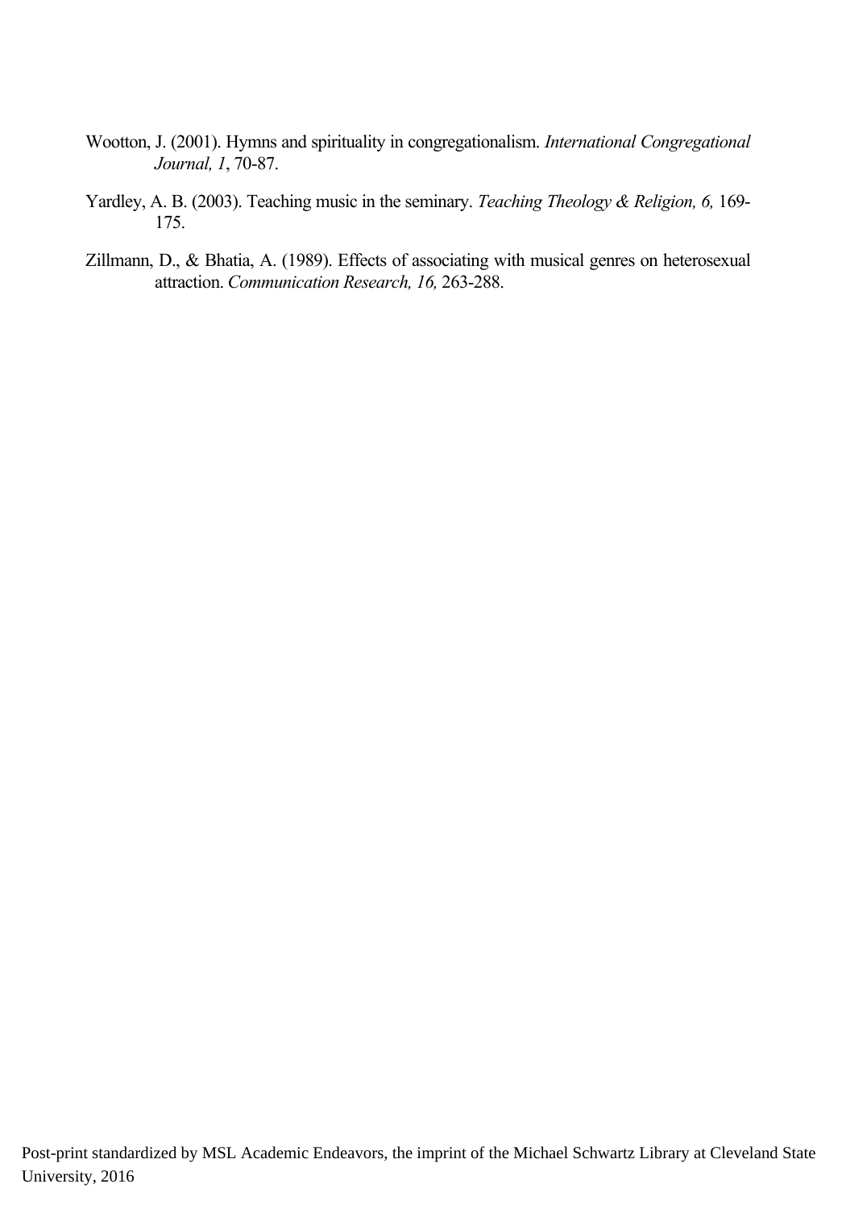Wootton, J. (2001). Hymns and spirituality in congregationalism. *International Congregational Journal, 1*, 70-87.

Yardley, A. B. (2003). Teaching music in the seminary. *Teaching Theology & Religion, 6,* 169-175.

Zillmann, D., & Bhatia, A. (1989). Effects of associating with musical genres on heterosexual attraction. *Communication Research, 16,* 263-288.

Post-print standardized by MSL Academic Endeavors, the imprint of the Michael Schwartz Library at Cleveland State University, 2016